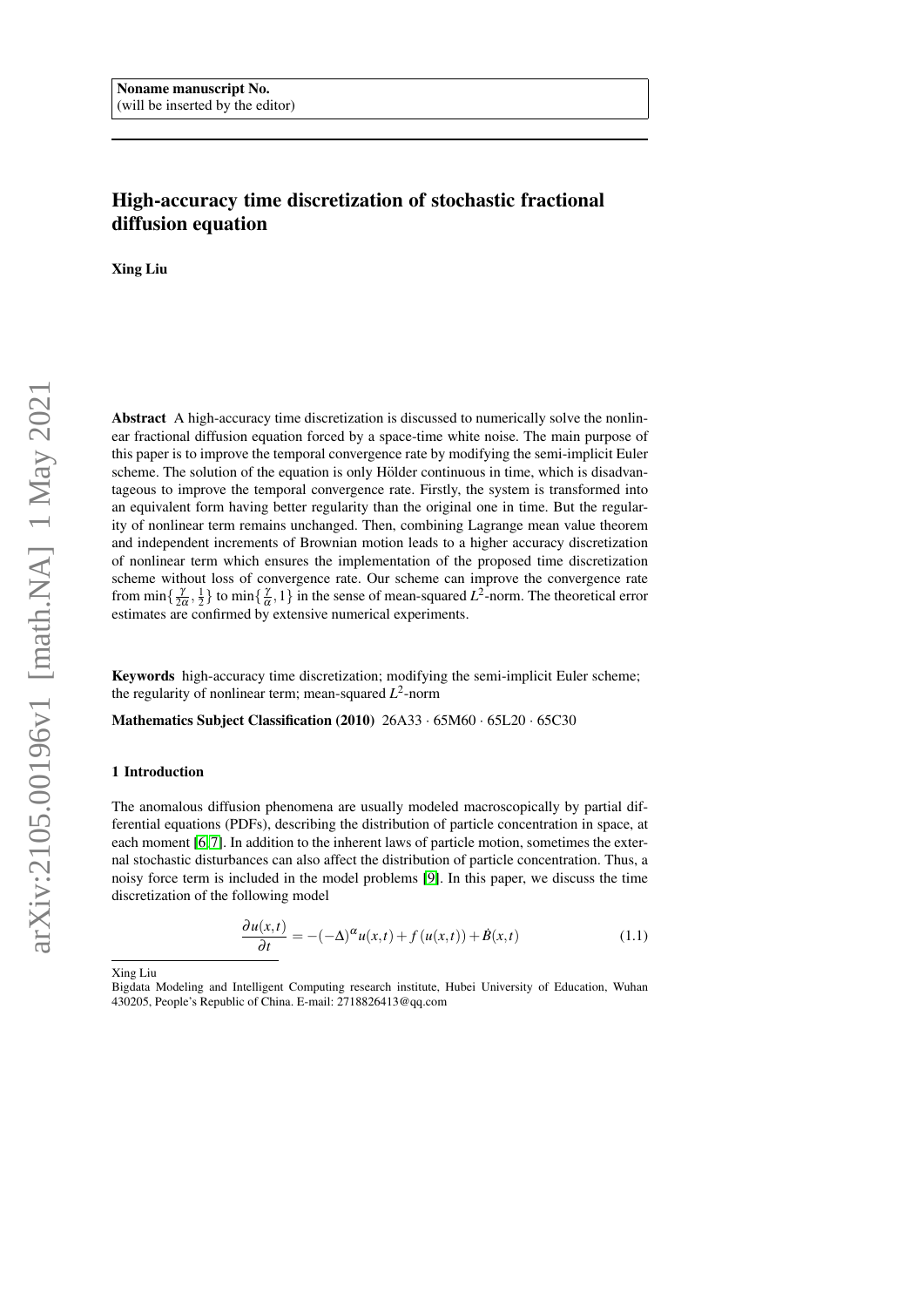Noname manuscript No.
(will be inserted by the editor)

# High-accuracy time discretization of stochastic fractional diffusion equation

**Xing Liu**

**Abstract** A high-accuracy time discretization is discussed to numerically solve the nonlinear fractional diffusion equation forced by a space-time white noise. The main purpose of this paper is to improve the temporal convergence rate by modifying the semi-implicit Euler scheme. The solution of the equation is only Hölder continuous in time, which is disadvantageous to improve the temporal convergence rate. Firstly, the system is transformed into an equivalent form having better regularity than the original one in time. But the regularity of nonlinear term remains unchanged. Then, combining Lagrange mean value theorem and independent increments of Brownian motion leads to a higher accuracy discretization of nonlinear term which ensures the implementation of the proposed time discretization scheme without loss of convergence rate. Our scheme can improve the convergence rate from $\min\{\frac{\gamma}{2\alpha},\frac{1}{2}\}$ to $\min\{\frac{\gamma}{\alpha},1\}$ in the sense of mean-squared $L^2$-norm. The theoretical error estimates are confirmed by extensive numerical experiments.

**Keywords** high-accuracy time discretization; modifying the semi-implicit Euler scheme; the regularity of nonlinear term; mean-squared $L^2$-norm

**Mathematics Subject Classification (2010)** 26A33 · 65M60 · 65L20 · 65C30

## 1 Introduction

The anomalous diffusion phenomena are usually modeled macroscopically by partial differential equations (PDFs), describing the distribution of particle concentration in space, at each moment [6,7]. In addition to the inherent laws of particle motion, sometimes the external stochastic disturbances can also affect the distribution of particle concentration. Thus, a noisy force term is included in the model problems [9]. In this paper, we discuss the time discretization of the following model

$$\frac{\partial u(x,t)}{\partial t} = -(-\Delta)^{\alpha}u(x,t) + f(u(x,t)) + \dot{B}(x,t) \tag{1.1}$$

Xing Liu
Bigdata Modeling and Intelligent Computing research institute, Hubei University of Education, Wuhan 430205, People's Republic of China. E-mail: 2718826413@qq.com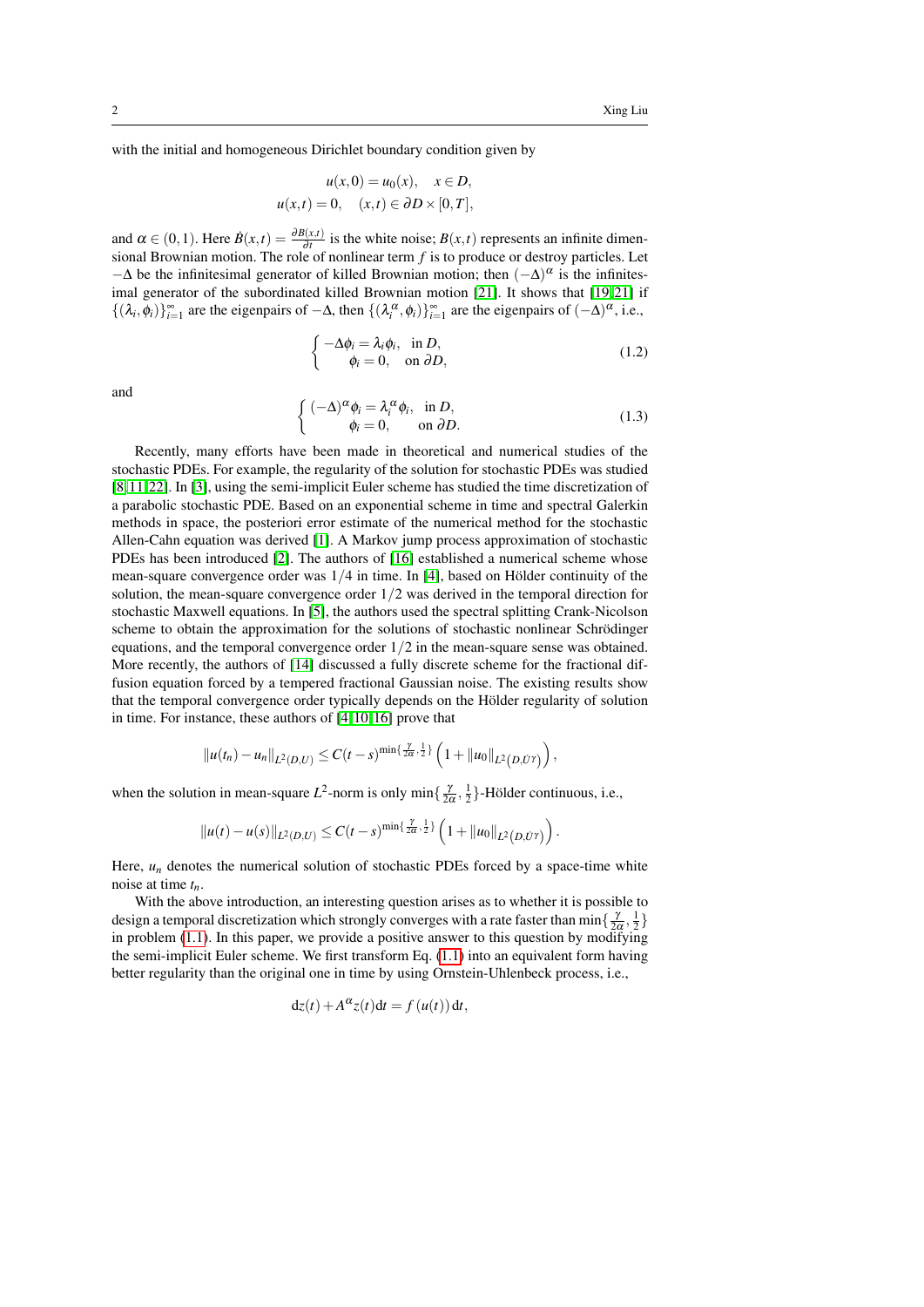with the initial and homogeneous Dirichlet boundary condition given by

$$
\begin{aligned}
u(x,0) &= u_0(x), \quad x \in D, \\
u(x,t) &= 0, \quad (x,t) \in \partial D \times [0,T],
\end{aligned}
$$

and $\alpha \in (0,1)$. Here $\dot{B}(x,t) = \frac{\partial B(x,t)}{\partial t}$ is the white noise; $B(x,t)$ represents an infinite dimensional Brownian motion. The role of nonlinear term $f$ is to produce or destroy particles. Let $-\Delta$ be the infinitesimal generator of killed Brownian motion; then $(-\Delta)^\alpha$ is the infinitesimal generator of the subordinated killed Brownian motion [21]. It shows that [19,21] if $\{(\lambda_i, \phi_i)\}_{i=1}^\infty$ are the eigenpairs of $-\Delta$, then $\{(\lambda_i^\alpha, \phi_i)\}_{i=1}^\infty$ are the eigenpairs of $(-\Delta)^\alpha$, i.e.,

$$
\begin{cases}
-\Delta \phi_i = \lambda_i \phi_i, & \text{in } D, \\
\phi_i = 0, & \text{on } \partial D,
\end{cases} \tag{1.2}
$$

and

$$
\begin{cases}
(-\Delta)^\alpha \phi_i = \lambda_i^\alpha \phi_i, & \text{in } D, \\
\phi_i = 0, & \text{on } \partial D.
\end{cases} \tag{1.3}
$$

Recently, many efforts have been made in theoretical and numerical studies of the stochastic PDEs. For example, the regularity of the solution for stochastic PDEs was studied [8,11,22]. In [3], using the semi-implicit Euler scheme has studied the time discretization of a parabolic stochastic PDE. Based on an exponential scheme in time and spectral Galerkin methods in space, the posteriori error estimate of the numerical method for the stochastic Allen-Cahn equation was derived [1]. A Markov jump process approximation of stochastic PDEs has been introduced [2]. The authors of [16] established a numerical scheme whose mean-square convergence order was $1/4$ in time. In [4], based on Hölder continuity of the solution, the mean-square convergence order $1/2$ was derived in the temporal direction for stochastic Maxwell equations. In [5], the authors used the spectral splitting Crank-Nicolson scheme to obtain the approximation for the solutions of stochastic nonlinear Schrödinger equations, and the temporal convergence order $1/2$ in the mean-square sense was obtained. More recently, the authors of [14] discussed a fully discrete scheme for the fractional diffusion equation forced by a tempered fractional Gaussian noise. The existing results show that the temporal convergence order typically depends on the Hölder regularity of solution in time. For instance, these authors of [4,10,16] prove that

$$
\|u(t_n) - u_n\|_{L^2(D,U)} \leq C(t-s)^{\min\{\frac{\gamma}{2\alpha}, \frac{1}{2}\}} \left(1 + \|u_0\|_{L^2(D,\dot{U}^\gamma)}\right),
$$

when the solution in mean-square $L^2$-norm is only $\min\{\frac{\gamma}{2\alpha}, \frac{1}{2}\}$-Hölder continuous, i.e.,

$$
\|u(t) - u(s)\|_{L^2(D,U)} \leq C(t-s)^{\min\{\frac{\gamma}{2\alpha}, \frac{1}{2}\}} \left(1 + \|u_0\|_{L^2(D,\dot{U}^\gamma)}\right).
$$

Here, $u_n$ denotes the numerical solution of stochastic PDEs forced by a space-time white noise at time $t_n$.

With the above introduction, an interesting question arises as to whether it is possible to design a temporal discretization which strongly converges with a rate faster than $\min\{\frac{\gamma}{2\alpha}, \frac{1}{2}\}$ in problem (1.1). In this paper, we provide a positive answer to this question by modifying the semi-implicit Euler scheme. We first transform Eq. (1.1) into an equivalent form having better regularity than the original one in time by using Ornstein-Uhlenbeck process, i.e.,

$$
\mathrm{d}z(t) + A^\alpha z(t)\mathrm{d}t = f(u(t))\,\mathrm{d}t,
$$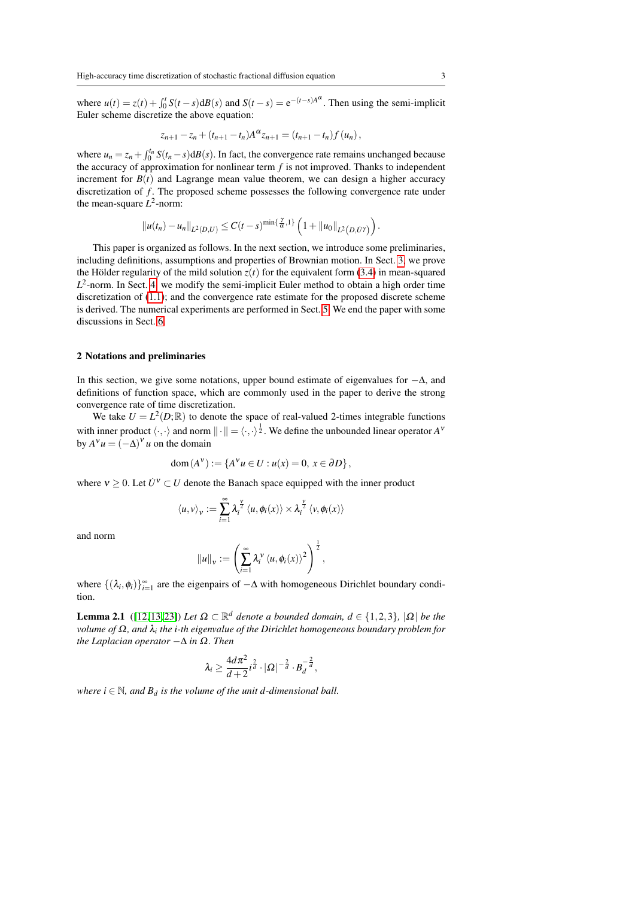where $u(t) = z(t) + \int_0^t S(t-s)\mathrm{d}B(s)$ and $S(t-s) = \mathrm{e}^{-(t-s)A^{\alpha}}$. Then using the semi-implicit Euler scheme discretize the above equation:

$$z_{n+1} - z_n + (t_{n+1} - t_n)A^{\alpha} z_{n+1} = (t_{n+1} - t_n) f(u_n),$$

where $u_n = z_n + \int_0^{t_n} S(t_n - s)\mathrm{d}B(s)$. In fact, the convergence rate remains unchanged because the accuracy of approximation for nonlinear term $f$ is not improved. Thanks to independent increment for $B(t)$ and Lagrange mean value theorem, we can design a higher accuracy discretization of $f$. The proposed scheme possesses the following convergence rate under the mean-square $L^2$-norm:

$$\|u(t_n) - u_n\|_{L^2(D,U)} \leq C(t-s)^{\min\{\frac{\gamma}{\alpha},1\}}\left(1 + \|u_0\|_{L^2(D,\dot{U}^{\gamma})}\right).$$

This paper is organized as follows. In the next section, we introduce some preliminaries, including definitions, assumptions and properties of Brownian motion. In Sect. 3, we prove the Hölder regularity of the mild solution $z(t)$ for the equivalent form (3.4) in mean-squared $L^2$-norm. In Sect. 4, we modify the semi-implicit Euler method to obtain a high order time discretization of (1.1); and the convergence rate estimate for the proposed discrete scheme is derived. The numerical experiments are performed in Sect. 5. We end the paper with some discussions in Sect. 6.

## 2 Notations and preliminaries

In this section, we give some notations, upper bound estimate of eigenvalues for $-\Delta$, and definitions of function space, which are commonly used in the paper to derive the strong convergence rate of time discretization.

We take $U = L^2(D;\mathbb{R})$ to denote the space of real-valued 2-times integrable functions with inner product $\langle\cdot,\cdot\rangle$ and norm $\|\cdot\| = \langle\cdot,\cdot\rangle^{\frac{1}{2}}$. We define the unbounded linear operator $A^{\nu}$ by $A^{\nu}u = (-\Delta)^{\nu}u$ on the domain

$$\mathrm{dom}(A^{\nu}) := \{A^{\nu}u \in U : u(x) = 0,\ x \in \partial D\},$$

where $\nu \geq 0$. Let $\dot{U}^{\nu} \subset U$ denote the Banach space equipped with the inner product

$$\langle u,v\rangle_{\nu} := \sum_{i=1}^{\infty} \lambda_i^{\frac{\nu}{2}} \langle u,\phi_i(x)\rangle \times \lambda_i^{\frac{\nu}{2}} \langle v,\phi_i(x)\rangle$$

and norm

$$\|u\|_{\nu} := \left(\sum_{i=1}^{\infty} \lambda_i^{\nu} \langle u,\phi_i(x)\rangle^2\right)^{\frac{1}{2}},$$

where $\{(\lambda_i,\phi_i)\}_{i=1}^{\infty}$ are the eigenpairs of $-\Delta$ with homogeneous Dirichlet boundary condition.

**Lemma 2.1** ([12, 13, 23]) *Let $\Omega \subset \mathbb{R}^d$ denote a bounded domain, $d \in \{1,2,3\}$, $|\Omega|$ be the volume of $\Omega$, and $\lambda_i$ the $i$-th eigenvalue of the Dirichlet homogeneous boundary problem for the Laplacian operator $-\Delta$ in $\Omega$. Then*

$$\lambda_i \geq \frac{4d\pi^2}{d+2} i^{\frac{2}{d}} \cdot |\Omega|^{-\frac{2}{d}} \cdot B_d^{-\frac{2}{d}},$$

*where $i \in \mathbb{N}$, and $B_d$ is the volume of the unit $d$-dimensional ball.*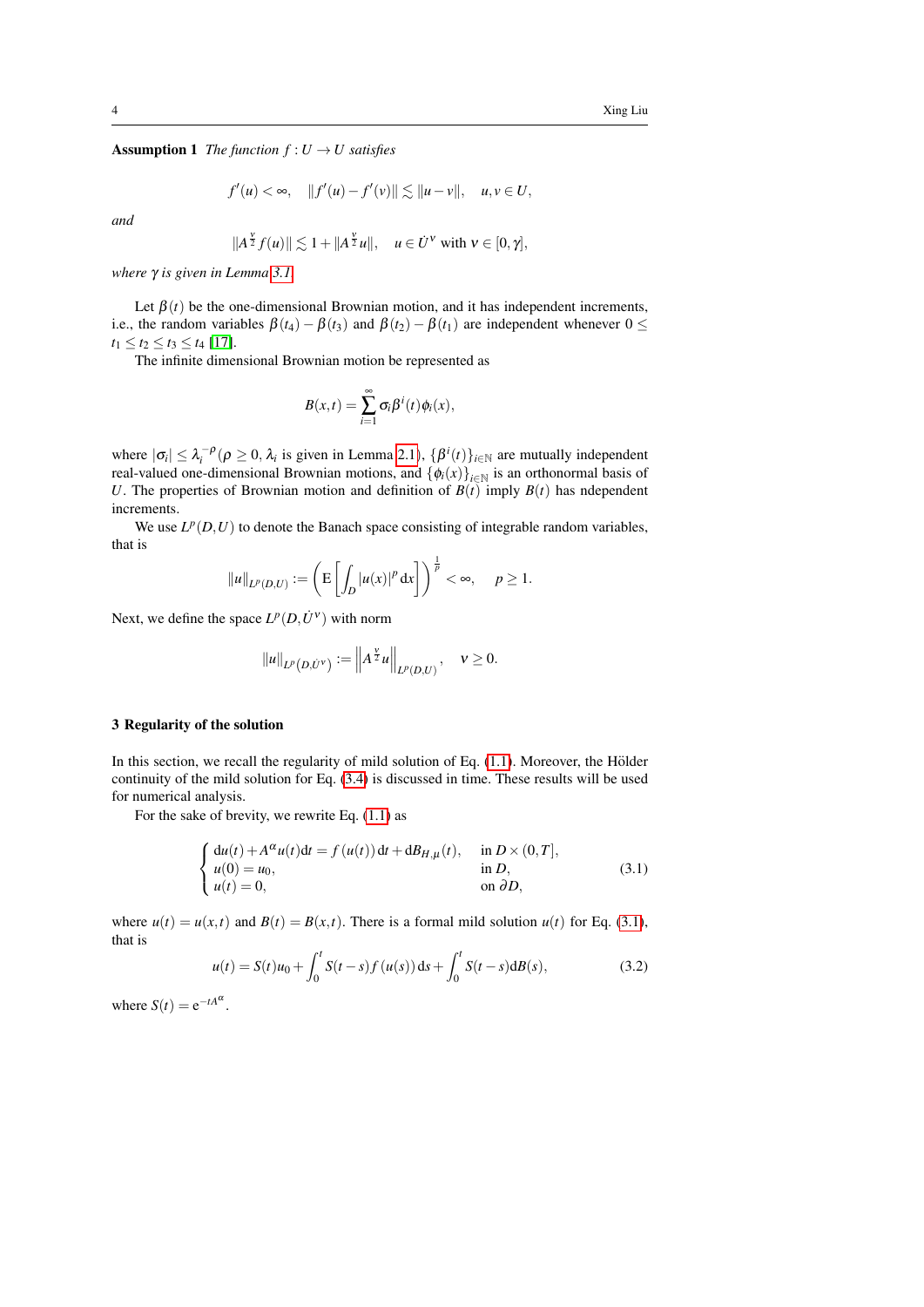**Assumption 1** *The function $f : U \to U$ satisfies*

$$
f'(u) < \infty, \quad \|f'(u) - f'(v)\| \lesssim \|u - v\|, \quad u, v \in U,
$$

*and*

$$
\|A^{\frac{\nu}{2}} f(u)\| \lesssim 1 + \|A^{\frac{\nu}{2}} u\|, \quad u \in \dot{U}^{\nu} \text{ with } \nu \in [0, \gamma],
$$

*where $\gamma$ is given in Lemma 3.1.*

Let $\beta(t)$ be the one-dimensional Brownian motion, and it has independent increments, i.e., the random variables $\beta(t_4) - \beta(t_3)$ and $\beta(t_2) - \beta(t_1)$ are independent whenever $0 \leq t_1 \leq t_2 \leq t_3 \leq t_4$ [17].

The infinite dimensional Brownian motion be represented as

$$
B(x,t) = \sum_{i=1}^{\infty} \sigma_i \beta^i(t) \phi_i(x),
$$

where $|\sigma_i| \leq \lambda_i^{-\rho}$ ($\rho \geq 0$, $\lambda_i$ is given in Lemma 2.1), $\{\beta^i(t)\}_{i \in \mathbb{N}}$ are mutually independent real-valued one-dimensional Brownian motions, and $\{\phi_i(x)\}_{i \in \mathbb{N}}$ is an orthonormal basis of $U$. The properties of Brownian motion and definition of $B(t)$ imply $B(t)$ has ndependent increments.

We use $L^p(D,U)$ to denote the Banach space consisting of integrable random variables, that is

$$
\|u\|_{L^p(D,U)} := \left( \mathrm{E}\left[ \int_D |u(x)|^p \, \mathrm{d}x \right] \right)^{\frac{1}{p}} < \infty, \quad p \geq 1.
$$

Next, we define the space $L^p(D, \dot{U}^{\nu})$ with norm

$$
\|u\|_{L^p(D,\dot{U}^{\nu})} := \left\| A^{\frac{\nu}{2}} u \right\|_{L^p(D,U)}, \quad \nu \geq 0.
$$

## 3 Regularity of the solution

In this section, we recall the regularity of mild solution of Eq. (1.1). Moreover, the Hölder continuity of the mild solution for Eq. (3.4) is discussed in time. These results will be used for numerical analysis.

For the sake of brevity, we rewrite Eq. (1.1) as

$$
\begin{cases}
\mathrm{d}u(t) + A^{\alpha} u(t) \mathrm{d}t = f(u(t)) \, \mathrm{d}t + \mathrm{d}B_{H,\mu}(t), & \text{in } D \times (0,T], \\
u(0) = u_0, & \text{in } D, \\
u(t) = 0, & \text{on } \partial D,
\end{cases}
\tag{3.1}
$$

where $u(t) = u(x,t)$ and $B(t) = B(x,t)$. There is a formal mild solution $u(t)$ for Eq. (3.1), that is

$$
u(t) = S(t) u_0 + \int_0^t S(t-s) f(u(s)) \, \mathrm{d}s + \int_0^t S(t-s) \mathrm{d}B(s),
\tag{3.2}
$$

where $S(t) = \mathrm{e}^{-tA^{\alpha}}$.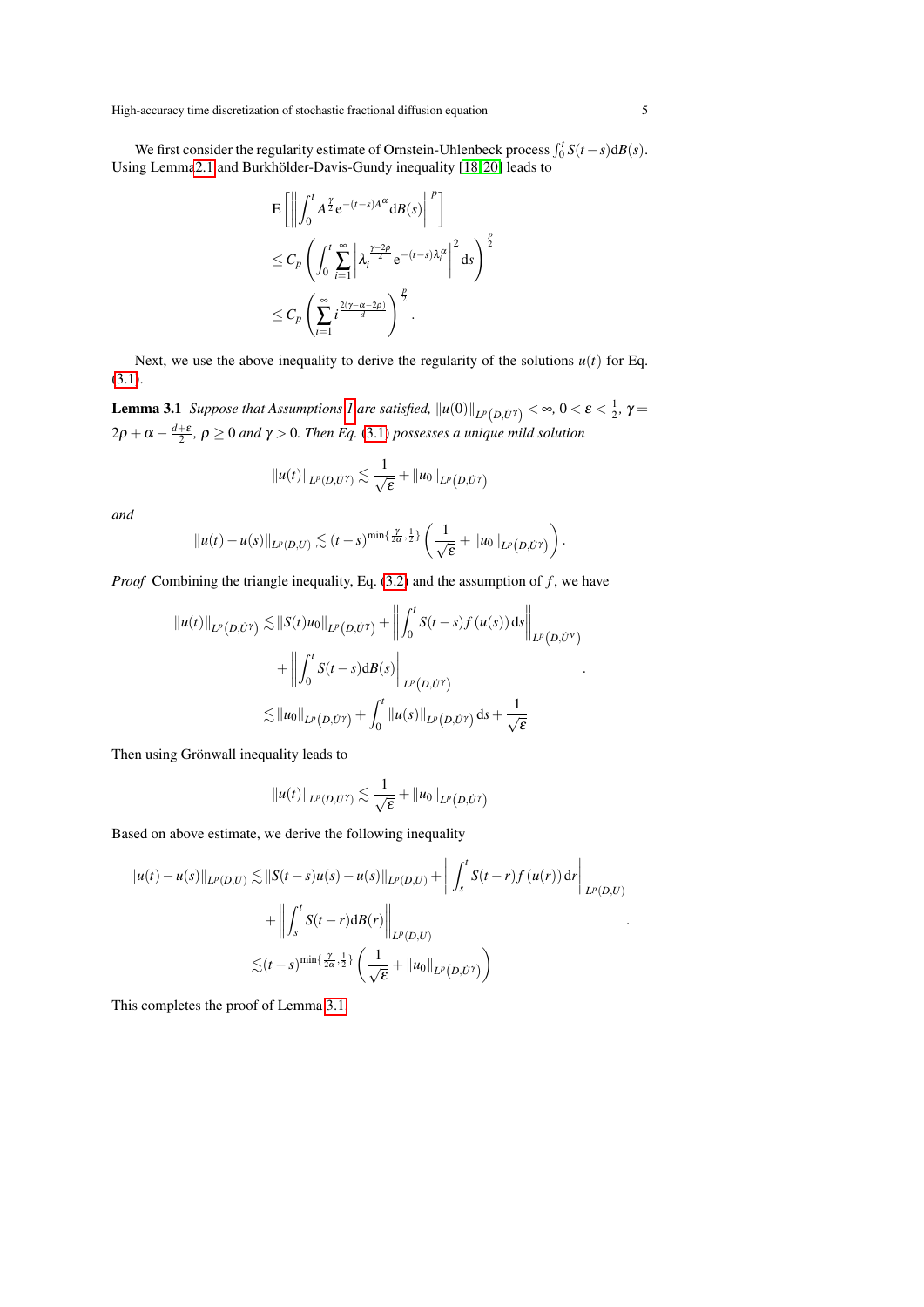We first consider the regularity estimate of Ornstein-Uhlenbeck process $\int_0^t S(t-s)\mathrm{d}B(s)$. Using Lemma 2.1 and Burkhölder-Davis-Gundy inequality [18,20] leads to

$$
\begin{aligned}
&\mathrm{E}\left[\left\|\int_0^t A^{\frac{\gamma}{2}}\mathrm{e}^{-(t-s)A^\alpha}\mathrm{d}B(s)\right\|^p\right]\\
&\leq C_p\left(\int_0^t\sum_{i=1}^{\infty}\left|\lambda_i^{\frac{\gamma-2\rho}{2}}\mathrm{e}^{-(t-s)\lambda_i^\alpha}\right|^2\mathrm{d}s\right)^{\frac{p}{2}}\\
&\leq C_p\left(\sum_{i=1}^{\infty}i^{\frac{2(\gamma-\alpha-2\rho)}{d}}\right)^{\frac{p}{2}}.
\end{aligned}
$$

Next, we use the above inequality to derive the regularity of the solutions $u(t)$ for Eq. (3.1).

**Lemma 3.1** *Suppose that Assumptions 1 are satisfied, $\|u(0)\|_{L^p(D,\dot{U}^\gamma)}<\infty$, $0<\varepsilon<\frac{1}{2}$, $\gamma=2\rho+\alpha-\frac{d+\varepsilon}{2}$, $\rho\geq 0$ and $\gamma>0$. Then Eq. (3.1) possesses a unique mild solution*

$$
\|u(t)\|_{L^p(D,\dot{U}^\gamma)}\lesssim\frac{1}{\sqrt{\varepsilon}}+\|u_0\|_{L^p(D,\dot{U}^\gamma)}
$$

*and*

$$
\|u(t)-u(s)\|_{L^p(D,U)}\lesssim(t-s)^{\min\{\frac{\gamma}{2\alpha},\frac{1}{2}\}}\left(\frac{1}{\sqrt{\varepsilon}}+\|u_0\|_{L^p(D,\dot{U}^\gamma)}\right).
$$

*Proof* Combining the triangle inequality, Eq. (3.2) and the assumption of $f$, we have

$$
\begin{aligned}
\|u(t)\|_{L^p(D,\dot{U}^\gamma)}\lesssim&\|S(t)u_0\|_{L^p(D,\dot{U}^\gamma)}+\left\|\int_0^t S(t-s)f(u(s))\,\mathrm{d}s\right\|_{L^p(D,\dot{U}^\nu)}\\
&+\left\|\int_0^t S(t-s)\mathrm{d}B(s)\right\|_{L^p(D,\dot{U}^\gamma)}\\
\lesssim&\|u_0\|_{L^p(D,\dot{U}^\gamma)}+\int_0^t\|u(s)\|_{L^p(D,\dot{U}^\gamma)}\,\mathrm{d}s+\frac{1}{\sqrt{\varepsilon}}
\end{aligned}.
$$

Then using Grönwall inequality leads to

$$
\|u(t)\|_{L^p(D,\dot{U}^\gamma)}\lesssim\frac{1}{\sqrt{\varepsilon}}+\|u_0\|_{L^p(D,\dot{U}^\gamma)}
$$

Based on above estimate, we derive the following inequality

$$
\begin{aligned}
\|u(t)-u(s)\|_{L^p(D,U)}\lesssim&\|S(t-s)u(s)-u(s)\|_{L^p(D,U)}+\left\|\int_s^t S(t-r)f(u(r))\,\mathrm{d}r\right\|_{L^p(D,U)}\\
&+\left\|\int_s^t S(t-r)\mathrm{d}B(r)\right\|_{L^p(D,U)}\\
\lesssim&(t-s)^{\min\{\frac{\gamma}{2\alpha},\frac{1}{2}\}}\left(\frac{1}{\sqrt{\varepsilon}}+\|u_0\|_{L^p(D,\dot{U}^\gamma)}\right)
\end{aligned}.
$$

This completes the proof of Lemma 3.1.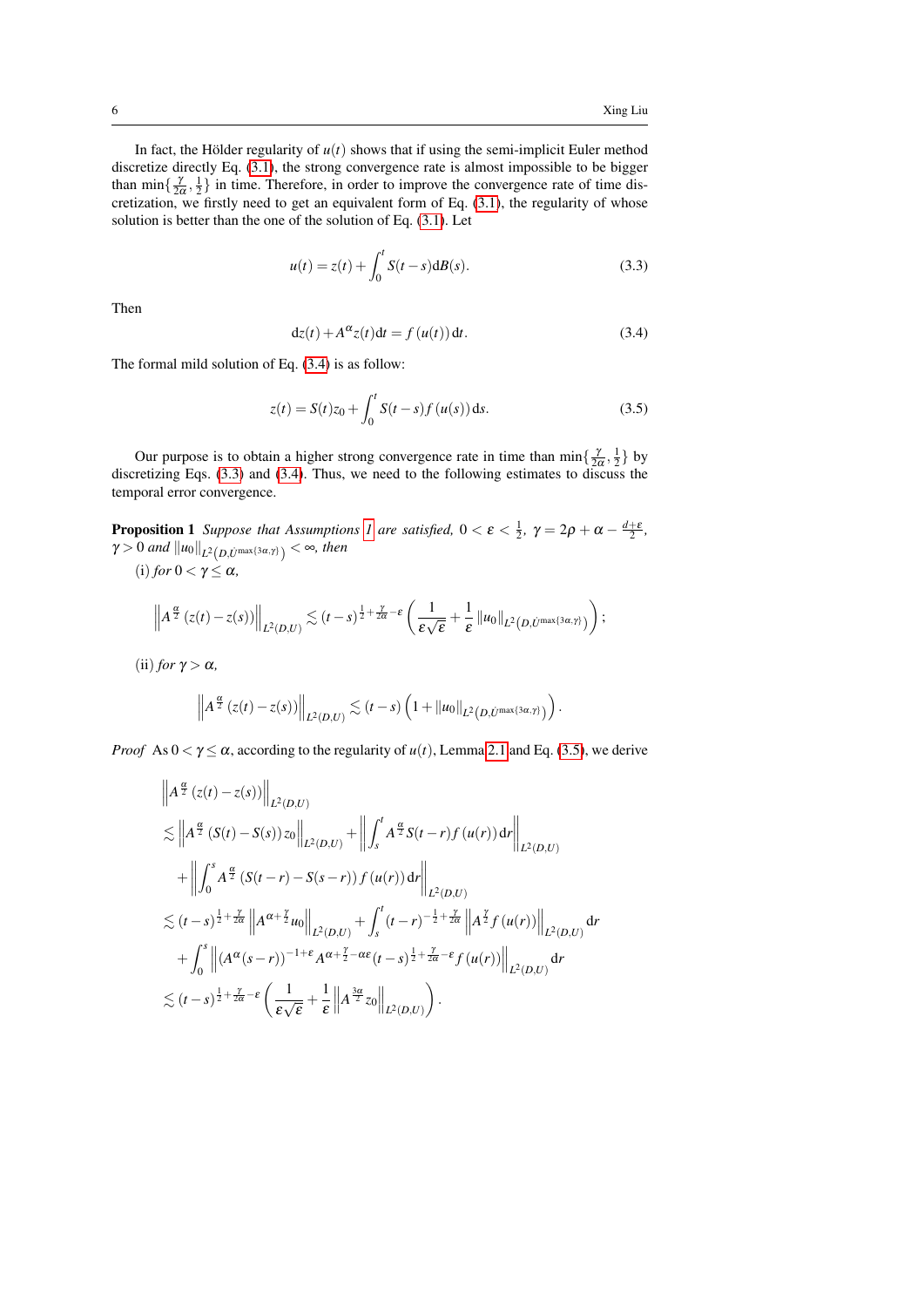In fact, the Hölder regularity of $u(t)$ shows that if using the semi-implicit Euler method discretize directly Eq. (3.1), the strong convergence rate is almost impossible to be bigger than $\min\{\frac{\gamma}{2\alpha},\frac{1}{2}\}$ in time. Therefore, in order to improve the convergence rate of time discretization, we firstly need to get an equivalent form of Eq. (3.1), the regularity of whose solution is better than the one of the solution of Eq. (3.1). Let

$$u(t) = z(t) + \int_0^t S(t-s)\mathrm{d}B(s). \tag{3.3}$$

Then

$$\mathrm{d}z(t) + A^{\alpha}z(t)\mathrm{d}t = f(u(t))\,\mathrm{d}t. \tag{3.4}$$

The formal mild solution of Eq. (3.4) is as follow:

$$z(t) = S(t)z_0 + \int_0^t S(t-s)f(u(s))\,\mathrm{d}s. \tag{3.5}$$

Our purpose is to obtain a higher strong convergence rate in time than $\min\{\frac{\gamma}{2\alpha},\frac{1}{2}\}$ by discretizing Eqs. (3.3) and (3.4). Thus, we need to the following estimates to discuss the temporal error convergence.

**Proposition 1** *Suppose that Assumptions 1 are satisfied,* $0<\varepsilon<\frac{1}{2}$, $\gamma = 2\rho+\alpha-\frac{d+\varepsilon}{2}$, $\gamma>0$ *and* $\|u_0\|_{L^2(D,\dot{U}^{\max\{3\alpha,\gamma\}})}<\infty$, *then*

(i) *for* $0<\gamma\leq\alpha$,

$$\left\|A^{\frac{\alpha}{2}}(z(t)-z(s))\right\|_{L^2(D,U)} \lesssim (t-s)^{\frac{1}{2}+\frac{\gamma}{2\alpha}-\varepsilon}\left(\frac{1}{\varepsilon\sqrt{\varepsilon}}+\frac{1}{\varepsilon}\|u_0\|_{L^2(D,\dot{U}^{\max\{3\alpha,\gamma\}})}\right);$$

(ii) *for* $\gamma>\alpha$,

$$\left\|A^{\frac{\alpha}{2}}(z(t)-z(s))\right\|_{L^2(D,U)} \lesssim (t-s)\left(1+\|u_0\|_{L^2(D,\dot{U}^{\max\{3\alpha,\gamma\}})}\right).$$

*Proof* As $0<\gamma\leq\alpha$, according to the regularity of $u(t)$, Lemma 2.1 and Eq. (3.5), we derive

$$\begin{aligned}
&\left\|A^{\frac{\alpha}{2}}(z(t)-z(s))\right\|_{L^2(D,U)}\\
&\lesssim \left\|A^{\frac{\alpha}{2}}(S(t)-S(s))z_0\right\|_{L^2(D,U)} + \left\|\int_s^t A^{\frac{\alpha}{2}}S(t-r)f(u(r))\,\mathrm{d}r\right\|_{L^2(D,U)}\\
&\quad + \left\|\int_0^s A^{\frac{\alpha}{2}}(S(t-r)-S(s-r))f(u(r))\,\mathrm{d}r\right\|_{L^2(D,U)}\\
&\lesssim (t-s)^{\frac{1}{2}+\frac{\gamma}{2\alpha}}\left\|A^{\alpha+\frac{\gamma}{2}}u_0\right\|_{L^2(D,U)} + \int_s^t (t-r)^{-\frac{1}{2}+\frac{\gamma}{2\alpha}}\left\|A^{\frac{\gamma}{2}}f(u(r))\right\|_{L^2(D,U)}\mathrm{d}r\\
&\quad + \int_0^s \left\|(A^{\alpha}(s-r))^{-1+\varepsilon}A^{\alpha+\frac{\gamma}{2}-\alpha\varepsilon}(t-s)^{\frac{1}{2}+\frac{\gamma}{2\alpha}-\varepsilon}f(u(r))\right\|_{L^2(D,U)}\mathrm{d}r\\
&\lesssim (t-s)^{\frac{1}{2}+\frac{\gamma}{2\alpha}-\varepsilon}\left(\frac{1}{\varepsilon\sqrt{\varepsilon}}+\frac{1}{\varepsilon}\left\|A^{\frac{3\alpha}{2}}z_0\right\|_{L^2(D,U)}\right).
\end{aligned}$$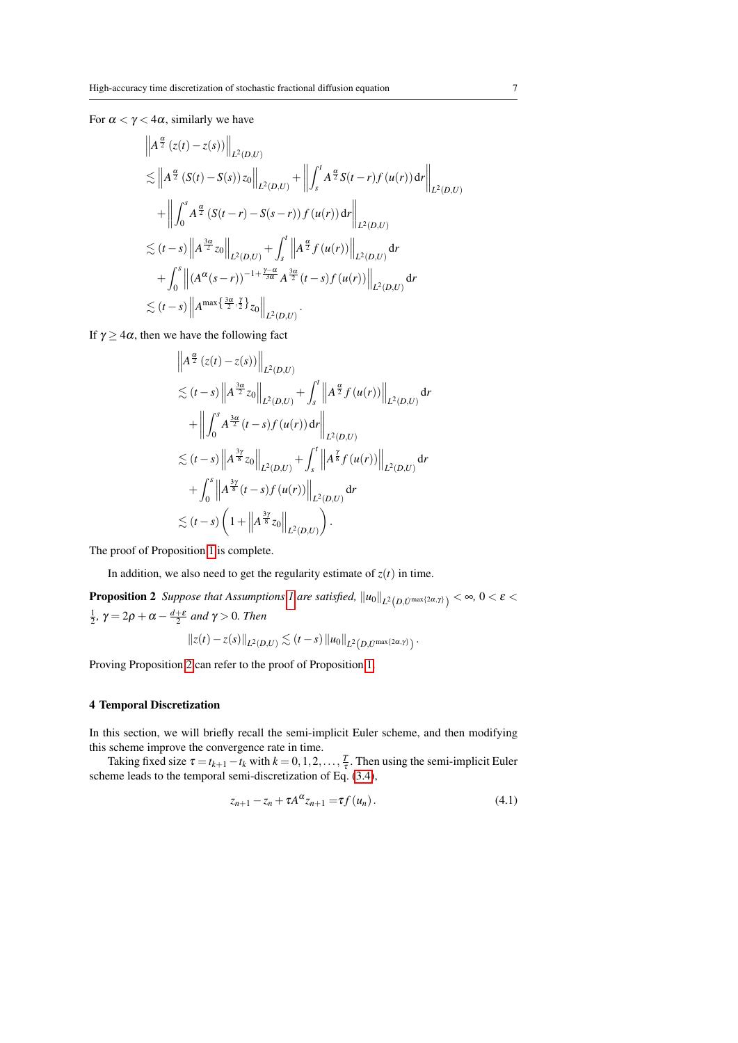For $\alpha < \gamma < 4\alpha$, similarly we have

$$
\begin{aligned}
&\left\| A^{\frac{\alpha}{2}} \left( z(t) - z(s) \right) \right\|_{L^2(D,U)} \\
&\lesssim \left\| A^{\frac{\alpha}{2}} \left( S(t) - S(s) \right) z_0 \right\|_{L^2(D,U)} + \left\| \int_s^t A^{\frac{\alpha}{2}} S(t-r) f\left(u(r)\right) \mathrm{d}r \right\|_{L^2(D,U)} \\
&\quad + \left\| \int_0^s A^{\frac{\alpha}{2}} \left( S(t-r) - S(s-r) \right) f\left(u(r)\right) \mathrm{d}r \right\|_{L^2(D,U)} \\
&\lesssim (t-s) \left\| A^{\frac{3\alpha}{2}} z_0 \right\|_{L^2(D,U)} + \int_s^t \left\| A^{\frac{\alpha}{2}} f\left(u(r)\right) \right\|_{L^2(D,U)} \mathrm{d}r \\
&\quad + \int_0^s \left\| \left( A^{\alpha}(s-r) \right)^{-1+\frac{\gamma-\alpha}{3\alpha}} A^{\frac{3\alpha}{2}} (t-s) f\left(u(r)\right) \right\|_{L^2(D,U)} \mathrm{d}r \\
&\lesssim (t-s) \left\| A^{\max\left\{\frac{3\alpha}{2}, \frac{\gamma}{2}\right\}} z_0 \right\|_{L^2(D,U)}.
\end{aligned}
$$

If $\gamma \geq 4\alpha$, then we have the following fact

$$
\begin{aligned}
&\left\| A^{\frac{\alpha}{2}} \left( z(t) - z(s) \right) \right\|_{L^2(D,U)} \\
&\lesssim (t-s) \left\| A^{\frac{3\alpha}{2}} z_0 \right\|_{L^2(D,U)} + \int_s^t \left\| A^{\frac{\alpha}{2}} f\left(u(r)\right) \right\|_{L^2(D,U)} \mathrm{d}r \\
&\quad + \left\| \int_0^s A^{\frac{3\alpha}{2}} (t-s) f\left(u(r)\right) \mathrm{d}r \right\|_{L^2(D,U)} \\
&\lesssim (t-s) \left\| A^{\frac{3\gamma}{8}} z_0 \right\|_{L^2(D,U)} + \int_s^t \left\| A^{\frac{\gamma}{8}} f\left(u(r)\right) \right\|_{L^2(D,U)} \mathrm{d}r \\
&\quad + \int_0^s \left\| A^{\frac{3\gamma}{8}} (t-s) f\left(u(r)\right) \right\|_{L^2(D,U)} \mathrm{d}r \\
&\lesssim (t-s) \left( 1 + \left\| A^{\frac{3\gamma}{8}} z_0 \right\|_{L^2(D,U)} \right).
\end{aligned}
$$

The proof of Proposition 1 is complete.

In addition, we also need to get the regularity estimate of $z(t)$ in time.

**Proposition 2** *Suppose that Assumptions 1 are satisfied, $\|u_0\|_{L^2\left(D,\dot{U}^{\max\{2\alpha,\gamma\}}\right)} < \infty$, $0 < \varepsilon < \frac{1}{2}$, $\gamma = 2\rho + \alpha - \frac{d+\varepsilon}{2}$ and $\gamma > 0$. Then*

$$
\|z(t) - z(s)\|_{L^2(D,U)} \lesssim (t-s) \|u_0\|_{L^2\left(D,\dot{U}^{\max\{2\alpha,\gamma\}}\right)}.
$$

Proving Proposition 2 can refer to the proof of Proposition 1.

## 4 Temporal Discretization

In this section, we will briefly recall the semi-implicit Euler scheme, and then modifying this scheme improve the convergence rate in time.

Taking fixed size $\tau = t_{k+1} - t_k$ with $k = 0, 1, 2, \ldots, \frac{T}{\tau}$. Then using the semi-implicit Euler scheme leads to the temporal semi-discretization of Eq. (3.4),

$$
z_{n+1} - z_n + \tau A^{\alpha} z_{n+1} = \tau f\left(u_n\right). \tag{4.1}
$$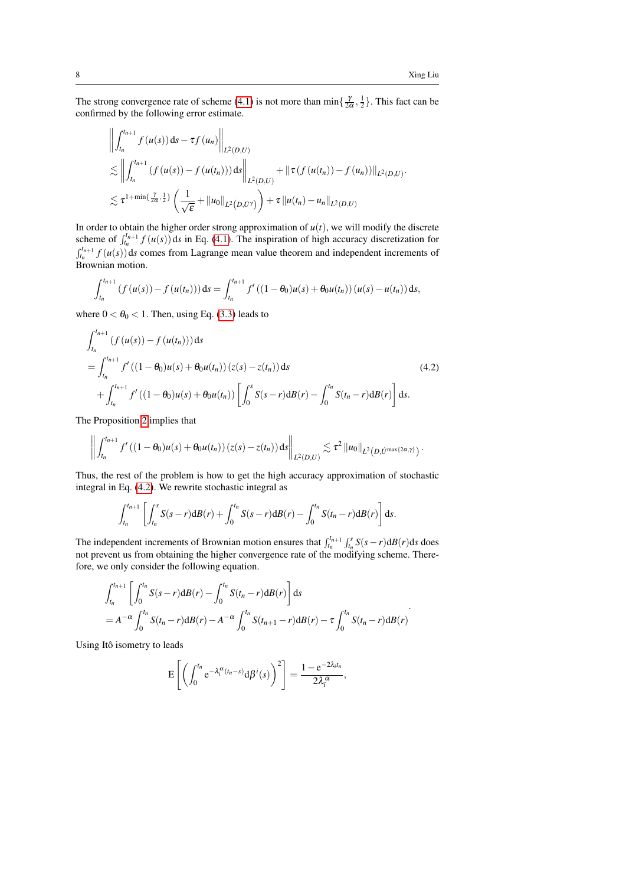The strong convergence rate of scheme (4.1) is not more than $\min\{\frac{\gamma}{2\alpha},\frac{1}{2}\}$. This fact can be confirmed by the following error estimate.

$$
\begin{aligned}
&\left\| \int_{t_n}^{t_{n+1}} f(u(s))\,\mathrm{d}s - \tau f(u_n) \right\|_{L^2(D,U)} \\
&\lesssim \left\| \int_{t_n}^{t_{n+1}} \left( f(u(s)) - f(u(t_n)) \right) \mathrm{d}s \right\|_{L^2(D,U)} + \left\| \tau \left( f(u(t_n)) - f(u_n) \right) \right\|_{L^2(D,U)}. \\
&\lesssim \tau^{1+\min\{\frac{\gamma}{2\alpha},\frac{1}{2}\}} \left( \frac{1}{\sqrt{\varepsilon}} + \|u_0\|_{L^2(D,\dot{U}^{\gamma})} \right) + \tau \|u(t_n) - u_n\|_{L^2(D,U)}
\end{aligned}
$$

In order to obtain the higher order strong approximation of $u(t)$, we will modify the discrete scheme of $\int_{t_n}^{t_{n+1}} f(u(s))\,\mathrm{d}s$ in Eq. (4.1). The inspiration of high accuracy discretization for $\int_{t_n}^{t_{n+1}} f(u(s))\,\mathrm{d}s$ comes from Lagrange mean value theorem and independent increments of Brownian motion.

$$
\int_{t_n}^{t_{n+1}} \left( f(u(s)) - f(u(t_n)) \right) \mathrm{d}s = \int_{t_n}^{t_{n+1}} f'\left( (1-\theta_0)u(s) + \theta_0 u(t_n) \right) \left( u(s) - u(t_n) \right) \mathrm{d}s,
$$

where $0 < \theta_0 < 1$. Then, using Eq. (3.3) leads to

$$
\begin{aligned}
&\int_{t_n}^{t_{n+1}} \left( f(u(s)) - f(u(t_n)) \right) \mathrm{d}s \\
&= \int_{t_n}^{t_{n+1}} f'\left( (1-\theta_0)u(s) + \theta_0 u(t_n) \right) \left( z(s) - z(t_n) \right) \mathrm{d}s \\
&\quad + \int_{t_n}^{t_{n+1}} f'\left( (1-\theta_0)u(s) + \theta_0 u(t_n) \right) \left[ \int_0^s S(s-r)\mathrm{d}B(r) - \int_0^{t_n} S(t_n - r)\mathrm{d}B(r) \right] \mathrm{d}s.
\end{aligned}
\tag{4.2}
$$

The Proposition 2 implies that

$$
\left\| \int_{t_n}^{t_{n+1}} f'\left( (1-\theta_0)u(s) + \theta_0 u(t_n) \right) \left( z(s) - z(t_n) \right) \mathrm{d}s \right\|_{L^2(D,U)} \lesssim \tau^2 \|u_0\|_{L^2\left(D,\dot{U}^{\max\{2\alpha,\gamma\}}\right)}.
$$

Thus, the rest of the problem is how to get the high accuracy approximation of stochastic integral in Eq. (4.2). We rewrite stochastic integral as

$$
\int_{t_n}^{t_{n+1}} \left[ \int_{t_n}^{s} S(s-r)\mathrm{d}B(r) + \int_0^{t_n} S(s-r)\mathrm{d}B(r) - \int_0^{t_n} S(t_n - r)\mathrm{d}B(r) \right] \mathrm{d}s.
$$

The independent increments of Brownian motion ensures that $\int_{t_n}^{t_{n+1}} \int_{t_n}^{s} S(s-r)\mathrm{d}B(r)\mathrm{d}s$ does not prevent us from obtaining the higher convergence rate of the modifying scheme. Therefore, we only consider the following equation.

$$
\begin{aligned}
&\int_{t_n}^{t_{n+1}} \left[ \int_0^{t_n} S(s-r)\mathrm{d}B(r) - \int_0^{t_n} S(t_n - r)\mathrm{d}B(r) \right] \mathrm{d}s \\
&= A^{-\alpha} \int_0^{t_n} S(t_n - r)\mathrm{d}B(r) - A^{-\alpha} \int_0^{t_n} S(t_{n+1} - r)\mathrm{d}B(r) - \tau \int_0^{t_n} S(t_n - r)\mathrm{d}B(r)
\end{aligned}.
$$

Using Itô isometry to leads

$$
\mathrm{E}\left[ \left( \int_0^{t_n} \mathrm{e}^{-\lambda_i^{\alpha}(t_n - s)} \mathrm{d}\beta^i(s) \right)^2 \right] = \frac{1 - \mathrm{e}^{-2\lambda_i t_n}}{2\lambda_i^{\alpha}},
$$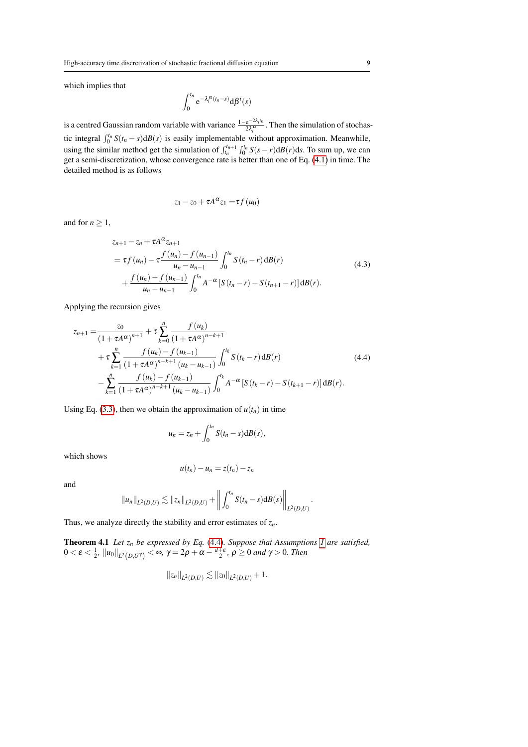which implies that

$$\int_0^{t_n} \mathrm{e}^{-\lambda_i^\alpha (t_n - s)} \mathrm{d}\beta^i(s)$$

is a centred Gaussian random variable with variance $\frac{1-\mathrm{e}^{-2\lambda_i t_n}}{2\lambda_i^\alpha}$. Then the simulation of stochastic integral $\int_0^{t_n} S(t_n - s)\mathrm{d}B(s)$ is easily implementable without approximation. Meanwhile, using the similar method get the simulation of $\int_{t_n}^{t_{n+1}} \int_0^{t_n} S(s-r)\mathrm{d}B(r)\mathrm{d}s$. To sum up, we can get a semi-discretization, whose convergence rate is better than one of Eq. (4.1) in time. The detailed method is as follows

$$z_1 - z_0 + \tau A^\alpha z_1 = \tau f(u_0)$$

and for $n \geq 1$,

$$\begin{aligned}
&z_{n+1} - z_n + \tau A^\alpha z_{n+1} \\
&= \tau f(u_n) - \tau \frac{f(u_n) - f(u_{n-1})}{u_n - u_{n-1}} \int_0^{t_n} S(t_n - r)\,\mathrm{d}B(r) \\
&\quad + \frac{f(u_n) - f(u_{n-1})}{u_n - u_{n-1}} \int_0^{t_n} A^{-\alpha} \left[ S(t_n - r) - S(t_{n+1} - r) \right] \mathrm{d}B(r).
\end{aligned} \tag{4.3}$$

Applying the recursion gives

$$\begin{aligned}
z_{n+1} = & \frac{z_0}{(1+\tau A^\alpha)^{n+1}} + \tau \sum_{k=0}^{n} \frac{f(u_k)}{(1+\tau A^\alpha)^{n-k+1}} \\
& + \tau \sum_{k=1}^{n} \frac{f(u_k) - f(u_{k-1})}{(1+\tau A^\alpha)^{n-k+1} (u_k - u_{k-1})} \int_0^{t_k} S(t_k - r)\,\mathrm{d}B(r) \\
& - \sum_{k=1}^{n} \frac{f(u_k) - f(u_{k-1})}{(1+\tau A^\alpha)^{n-k+1} (u_k - u_{k-1})} \int_0^{t_k} A^{-\alpha} \left[ S(t_k - r) - S(t_{k+1} - r) \right] \mathrm{d}B(r).
\end{aligned} \tag{4.4}$$

Using Eq. (3.3), then we obtain the approximation of $u(t_n)$ in time

$$u_n = z_n + \int_0^{t_n} S(t_n - s)\mathrm{d}B(s),$$

which shows

$$u(t_n) - u_n = z(t_n) - z_n$$

and

$$\|u_n\|_{L^2(D,U)} \lesssim \|z_n\|_{L^2(D,U)} + \left\| \int_0^{t_n} S(t_n - s)\mathrm{d}B(s) \right\|_{L^2(D,U)}.$$

Thus, we analyze directly the stability and error estimates of $z_n$.

**Theorem 4.1** *Let $z_n$ be expressed by Eq. (4.4). Suppose that Assumptions 1 are satisfied, $0 < \varepsilon < \frac{1}{2}$, $\|u_0\|_{L^2(D,\dot{U}^\gamma)} < \infty$, $\gamma = 2\rho + \alpha - \frac{d+\varepsilon}{2}$, $\rho \geq 0$ and $\gamma > 0$. Then*

$$\|z_n\|_{L^2(D,U)} \lesssim \|z_0\|_{L^2(D,U)} + 1.$$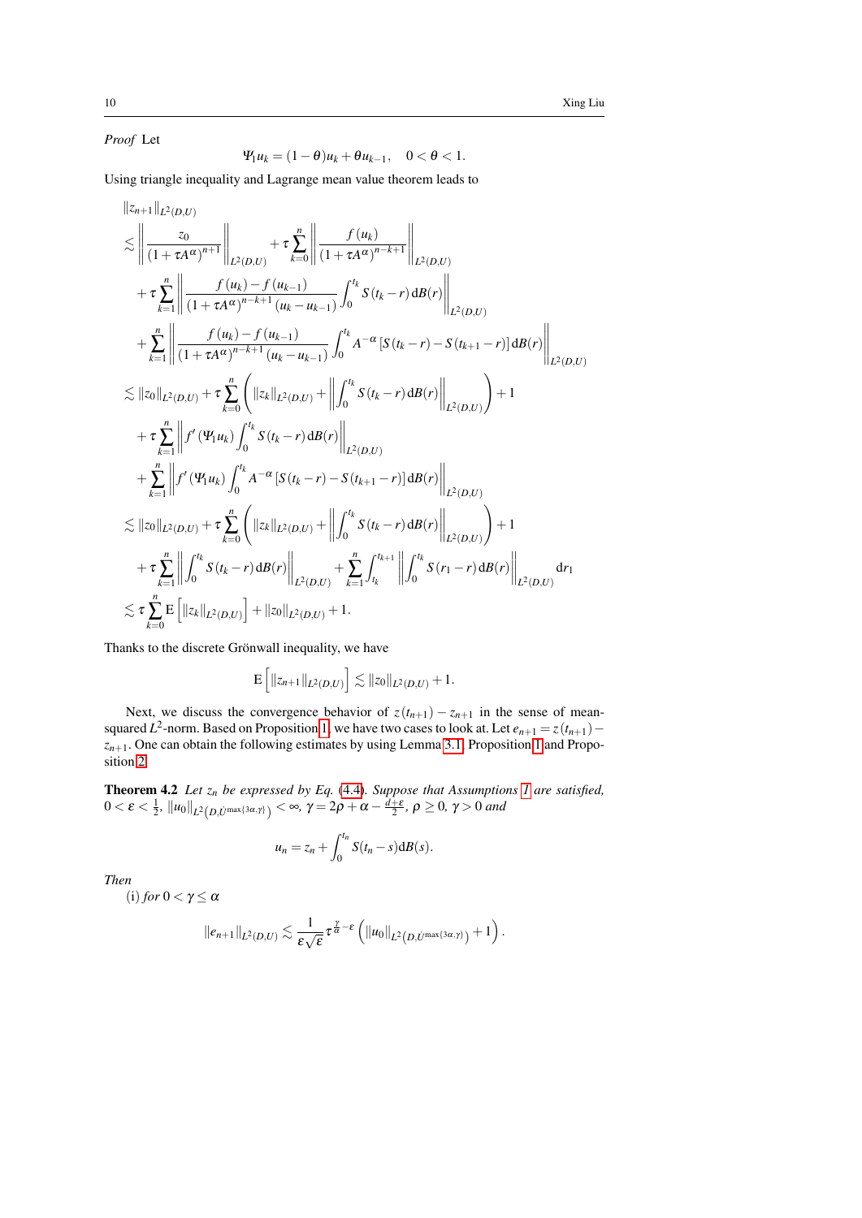*Proof* Let

$$\Psi_1 u_k = (1-\theta)u_k + \theta u_{k-1}, \quad 0 < \theta < 1.$$

Using triangle inequality and Lagrange mean value theorem leads to

$$
\begin{aligned}
&\|z_{n+1}\|_{L^2(D,U)} \\
&\lesssim \left\| \frac{z_0}{(1+\tau A^\alpha)^{n+1}} \right\|_{L^2(D,U)} + \tau \sum_{k=0}^{n} \left\| \frac{f(u_k)}{(1+\tau A^\alpha)^{n-k+1}} \right\|_{L^2(D,U)} \\
&\quad + \tau \sum_{k=1}^{n} \left\| \frac{f(u_k) - f(u_{k-1})}{(1+\tau A^\alpha)^{n-k+1}(u_k - u_{k-1})} \int_0^{t_k} S(t_k - r)\,\mathrm{d}B(r) \right\|_{L^2(D,U)} \\
&\quad + \sum_{k=1}^{n} \left\| \frac{f(u_k) - f(u_{k-1})}{(1+\tau A^\alpha)^{n-k+1}(u_k - u_{k-1})} \int_0^{t_k} A^{-\alpha}\left[S(t_k - r) - S(t_{k+1} - r)\right]\mathrm{d}B(r) \right\|_{L^2(D,U)} \\
&\lesssim \|z_0\|_{L^2(D,U)} + \tau \sum_{k=0}^{n} \left( \|z_k\|_{L^2(D,U)} + \left\| \int_0^{t_k} S(t_k - r)\,\mathrm{d}B(r) \right\|_{L^2(D,U)} \right) + 1 \\
&\quad + \tau \sum_{k=1}^{n} \left\| f'(\Psi_1 u_k) \int_0^{t_k} S(t_k - r)\,\mathrm{d}B(r) \right\|_{L^2(D,U)} \\
&\quad + \sum_{k=1}^{n} \left\| f'(\Psi_1 u_k) \int_0^{t_k} A^{-\alpha}\left[S(t_k - r) - S(t_{k+1} - r)\right]\mathrm{d}B(r) \right\|_{L^2(D,U)} \\
&\lesssim \|z_0\|_{L^2(D,U)} + \tau \sum_{k=0}^{n} \left( \|z_k\|_{L^2(D,U)} + \left\| \int_0^{t_k} S(t_k - r)\,\mathrm{d}B(r) \right\|_{L^2(D,U)} \right) + 1 \\
&\quad + \tau \sum_{k=1}^{n} \left\| \int_0^{t_k} S(t_k - r)\,\mathrm{d}B(r) \right\|_{L^2(D,U)} + \sum_{k=1}^{n} \int_{t_k}^{t_{k+1}} \left\| \int_0^{t_k} S(r_1 - r)\,\mathrm{d}B(r) \right\|_{L^2(D,U)} \mathrm{d}r_1 \\
&\lesssim \tau \sum_{k=0}^{n} \mathrm{E}\left[ \|z_k\|_{L^2(D,U)} \right] + \|z_0\|_{L^2(D,U)} + 1.
\end{aligned}
$$

Thanks to the discrete Grönwall inequality, we have

$$\mathrm{E}\left[ \|z_{n+1}\|_{L^2(D,U)} \right] \lesssim \|z_0\|_{L^2(D,U)} + 1.$$

Next, we discuss the convergence behavior of $z(t_{n+1}) - z_{n+1}$ in the sense of mean-squared $L^2$-norm. Based on Proposition 1, we have two cases to look at. Let $e_{n+1} = z(t_{n+1}) - z_{n+1}$. One can obtain the following estimates by using Lemma 3.1, Proposition 1 and Proposition 2.

**Theorem 4.2** *Let $z_n$ be expressed by Eq. (4.4). Suppose that Assumptions 1 are satisfied, $0 < \varepsilon < \frac{1}{2}$, $\|u_0\|_{L^2\left(D,\dot{U}^{\max\{3\alpha,\gamma\}}\right)} < \infty$, $\gamma = 2\rho + \alpha - \frac{d+\varepsilon}{2}$, $\rho \geq 0$, $\gamma > 0$ and*

$$u_n = z_n + \int_0^{t_n} S(t_n - s)\,\mathrm{d}B(s).$$

*Then*

(i) *for $0 < \gamma \leq \alpha$*

$$\|e_{n+1}\|_{L^2(D,U)} \lesssim \frac{1}{\varepsilon\sqrt{\varepsilon}} \tau^{\frac{\gamma}{\alpha} - \varepsilon} \left( \|u_0\|_{L^2\left(D,\dot{U}^{\max\{3\alpha,\gamma\}}\right)} + 1 \right).$$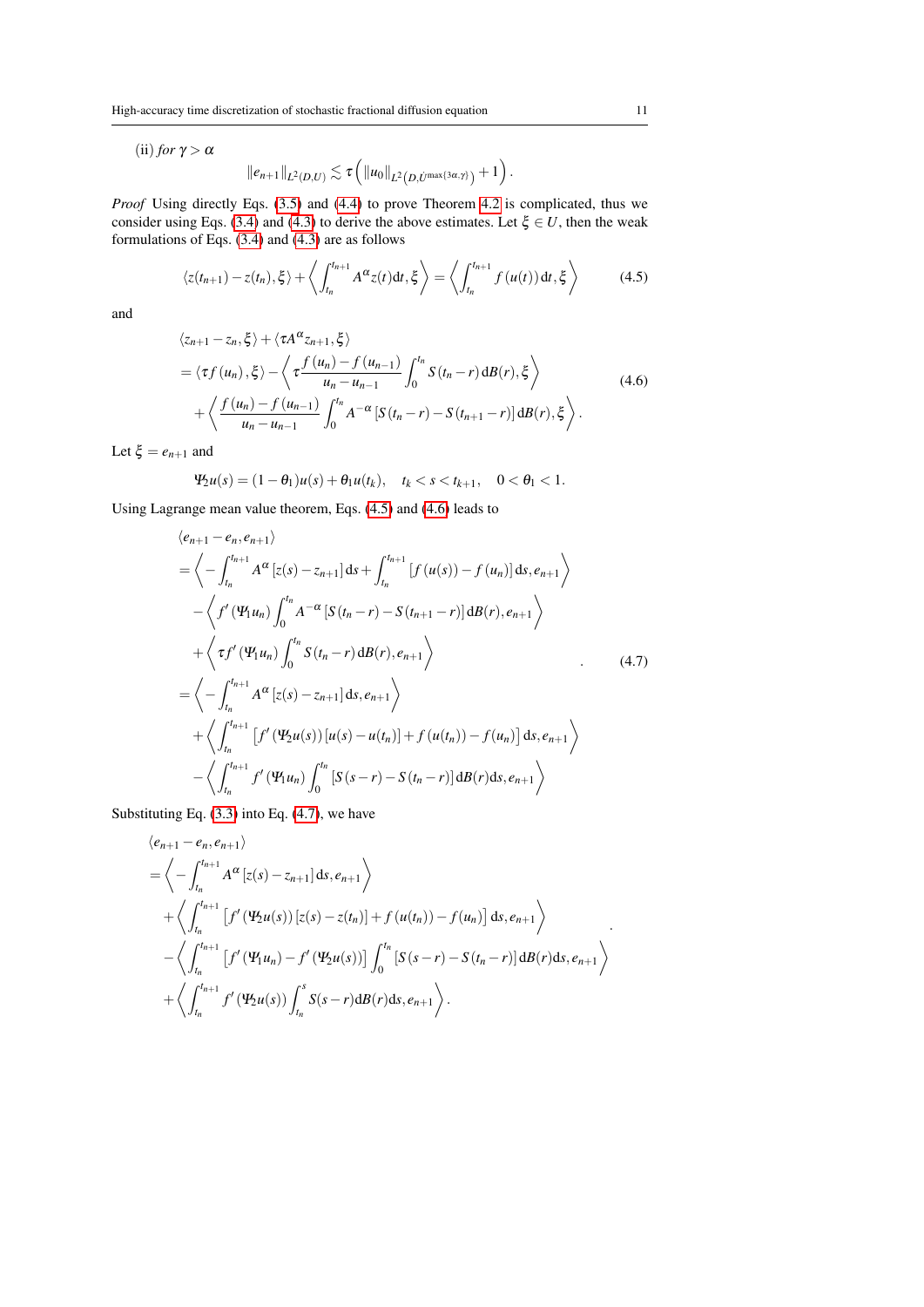(ii) *for* $\gamma > \alpha$

$$\|e_{n+1}\|_{L^2(D,U)} \lesssim \tau\left(\|u_0\|_{L^2\left(D,\dot{U}^{\max\{3\alpha,\gamma\}}\right)}+1\right).$$

*Proof* Using directly Eqs. (3.5) and (4.4) to prove Theorem 4.2 is complicated, thus we consider using Eqs. (3.4) and (4.3) to derive the above estimates. Let $\xi \in U$, then the weak formulations of Eqs. (3.4) and (4.3) are as follows

$$\langle z(t_{n+1})-z(t_n),\xi\rangle+\left\langle\int_{t_n}^{t_{n+1}}A^{\alpha}z(t)\mathrm{d}t,\xi\right\rangle=\left\langle\int_{t_n}^{t_{n+1}}f\left(u(t)\right)\mathrm{d}t,\xi\right\rangle \tag{4.5}$$

and

$$\begin{aligned}
&\langle z_{n+1}-z_n,\xi\rangle+\langle\tau A^{\alpha}z_{n+1},\xi\rangle\\
&=\langle\tau f\left(u_n\right),\xi\rangle-\left\langle\tau\frac{f\left(u_n\right)-f\left(u_{n-1}\right)}{u_n-u_{n-1}}\int_0^{t_n}S\left(t_n-r\right)\mathrm{d}B(r),\xi\right\rangle\\
&\quad+\left\langle\frac{f\left(u_n\right)-f\left(u_{n-1}\right)}{u_n-u_{n-1}}\int_0^{t_n}A^{-\alpha}\left[S\left(t_n-r\right)-S\left(t_{n+1}-r\right)\right]\mathrm{d}B(r),\xi\right\rangle.
\end{aligned} \tag{4.6}$$

Let $\xi=e_{n+1}$ and

$$\Psi_2u(s)=(1-\theta_1)u(s)+\theta_1u(t_k),\quad t_k<s<t_{k+1},\quad 0<\theta_1<1.$$

Using Lagrange mean value theorem, Eqs. (4.5) and (4.6) leads to

$$\begin{aligned}
&\langle e_{n+1}-e_n,e_{n+1}\rangle\\
&=\left\langle-\int_{t_n}^{t_{n+1}}A^{\alpha}\left[z(s)-z_{n+1}\right]\mathrm{d}s+\int_{t_n}^{t_{n+1}}\left[f\left(u(s)\right)-f\left(u_n\right)\right]\mathrm{d}s,e_{n+1}\right\rangle\\
&\quad-\left\langle f'\left(\Psi_1u_n\right)\int_0^{t_n}A^{-\alpha}\left[S\left(t_n-r\right)-S\left(t_{n+1}-r\right)\right]\mathrm{d}B(r),e_{n+1}\right\rangle\\
&\quad+\left\langle\tau f'\left(\Psi_1u_n\right)\int_0^{t_n}S\left(t_n-r\right)\mathrm{d}B(r),e_{n+1}\right\rangle\\
&=\left\langle-\int_{t_n}^{t_{n+1}}A^{\alpha}\left[z(s)-z_{n+1}\right]\mathrm{d}s,e_{n+1}\right\rangle\\
&\quad+\left\langle\int_{t_n}^{t_{n+1}}\left[f'\left(\Psi_2u(s)\right)\left[u(s)-u(t_n)\right]+f\left(u(t_n)\right)-f\left(u_n\right)\right]\mathrm{d}s,e_{n+1}\right\rangle\\
&\quad-\left\langle\int_{t_n}^{t_{n+1}}f'\left(\Psi_1u_n\right)\int_0^{t_n}\left[S\left(s-r\right)-S\left(t_n-r\right)\right]\mathrm{d}B(r)\mathrm{d}s,e_{n+1}\right\rangle
\end{aligned} \tag{4.7}$$

Substituting Eq. (3.3) into Eq. (4.7), we have

$$\begin{aligned}
&\langle e_{n+1}-e_n,e_{n+1}\rangle\\
&=\left\langle-\int_{t_n}^{t_{n+1}}A^{\alpha}\left[z(s)-z_{n+1}\right]\mathrm{d}s,e_{n+1}\right\rangle\\
&\quad+\left\langle\int_{t_n}^{t_{n+1}}\left[f'\left(\Psi_2u(s)\right)\left[z(s)-z(t_n)\right]+f\left(u(t_n)\right)-f\left(u_n\right)\right]\mathrm{d}s,e_{n+1}\right\rangle\\
&\quad-\left\langle\int_{t_n}^{t_{n+1}}\left[f'\left(\Psi_1u_n\right)-f'\left(\Psi_2u(s)\right)\right]\int_0^{t_n}\left[S\left(s-r\right)-S\left(t_n-r\right)\right]\mathrm{d}B(r)\mathrm{d}s,e_{n+1}\right\rangle\\
&\quad+\left\langle\int_{t_n}^{t_{n+1}}f'\left(\Psi_2u(s)\right)\int_{t_n}^{s}S(s-r)\mathrm{d}B(r)\mathrm{d}s,e_{n+1}\right\rangle.
\end{aligned}$$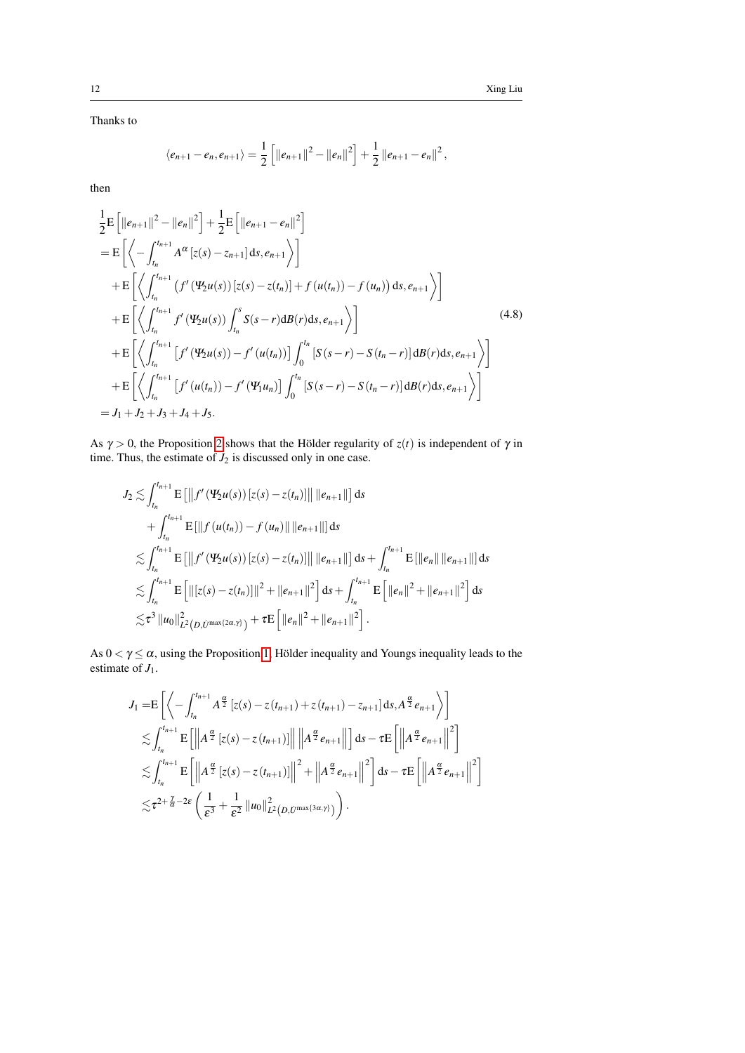Thanks to

$$\langle e_{n+1}-e_n, e_{n+1}\rangle = \frac{1}{2}\left[\|e_{n+1}\|^2 - \|e_n\|^2\right] + \frac{1}{2}\|e_{n+1}-e_n\|^2,$$

then

$$\begin{aligned}
&\frac{1}{2}\mathrm{E}\left[\|e_{n+1}\|^2 - \|e_n\|^2\right] + \frac{1}{2}\mathrm{E}\left[\|e_{n+1}-e_n\|^2\right] \\
&= \mathrm{E}\left[\left\langle -\int_{t_n}^{t_{n+1}} A^{\alpha}\left[z(s)-z_{n+1}\right]\mathrm{d}s, e_{n+1}\right\rangle\right] \\
&\quad + \mathrm{E}\left[\left\langle \int_{t_n}^{t_{n+1}} \left(f'\left(\Psi_2 u(s)\right)\left[z(s)-z(t_n)\right] + f\left(u(t_n)\right) - f\left(u_n\right)\right)\mathrm{d}s, e_{n+1}\right\rangle\right] \\
&\quad + \mathrm{E}\left[\left\langle \int_{t_n}^{t_{n+1}} f'\left(\Psi_2 u(s)\right)\int_{t_n}^{s} S(s-r)\mathrm{d}B(r)\mathrm{d}s, e_{n+1}\right\rangle\right] \qquad (4.8)\\
&\quad + \mathrm{E}\left[\left\langle \int_{t_n}^{t_{n+1}} \left[f'\left(\Psi_2 u(s)\right) - f'\left(u(t_n)\right)\right]\int_{0}^{t_n}\left[S(s-r)-S(t_n-r)\right]\mathrm{d}B(r)\mathrm{d}s, e_{n+1}\right\rangle\right] \\
&\quad + \mathrm{E}\left[\left\langle \int_{t_n}^{t_{n+1}} \left[f'\left(u(t_n)\right) - f'\left(\Psi_1 u_n\right)\right]\int_{0}^{t_n}\left[S(s-r)-S(t_n-r)\right]\mathrm{d}B(r)\mathrm{d}s, e_{n+1}\right\rangle\right] \\
&= J_1 + J_2 + J_3 + J_4 + J_5.
\end{aligned}$$

As $\gamma > 0$, the Proposition 2 shows that the Hölder regularity of $z(t)$ is independent of $\gamma$ in time. Thus, the estimate of $J_2$ is discussed only in one case.

$$\begin{aligned}
J_2 \lesssim &\int_{t_n}^{t_{n+1}} \mathrm{E}\left[\left\|f'\left(\Psi_2 u(s)\right)\left[z(s)-z(t_n)\right]\right\| \|e_{n+1}\|\right]\mathrm{d}s \\
&+ \int_{t_n}^{t_{n+1}} \mathrm{E}\left[\left\|f\left(u(t_n)\right) - f\left(u_n\right)\right\| \|e_{n+1}\|\right]\mathrm{d}s \\
\lesssim &\int_{t_n}^{t_{n+1}} \mathrm{E}\left[\left\|f'\left(\Psi_2 u(s)\right)\left[z(s)-z(t_n)\right]\right\| \|e_{n+1}\|\right]\mathrm{d}s + \int_{t_n}^{t_{n+1}} \mathrm{E}\left[\|e_n\| \|e_{n+1}\|\right]\mathrm{d}s \\
\lesssim &\int_{t_n}^{t_{n+1}} \mathrm{E}\left[\left\|\left[z(s)-z(t_n)\right]\right\|^2 + \|e_{n+1}\|^2\right]\mathrm{d}s + \int_{t_n}^{t_{n+1}} \mathrm{E}\left[\|e_n\|^2 + \|e_{n+1}\|^2\right]\mathrm{d}s \\
\lesssim &\tau^3 \|u_0\|^2_{L^2\left(D,\dot{U}^{\max\{2\alpha,\gamma\}}\right)} + \tau \mathrm{E}\left[\|e_n\|^2 + \|e_{n+1}\|^2\right].
\end{aligned}$$

As $0 < \gamma \leq \alpha$, using the Proposition 1, Hölder inequality and Youngs inequality leads to the estimate of $J_1$.

$$\begin{aligned}
J_1 = &\mathrm{E}\left[\left\langle -\int_{t_n}^{t_{n+1}} A^{\frac{\alpha}{2}}\left[z(s) - z(t_{n+1}) + z(t_{n+1}) - z_{n+1}\right]\mathrm{d}s, A^{\frac{\alpha}{2}} e_{n+1}\right\rangle\right] \\
\lesssim &\int_{t_n}^{t_{n+1}} \mathrm{E}\left[\left\|A^{\frac{\alpha}{2}}\left[z(s) - z(t_{n+1})\right]\right\| \left\|A^{\frac{\alpha}{2}} e_{n+1}\right\|\right]\mathrm{d}s - \tau \mathrm{E}\left[\left\|A^{\frac{\alpha}{2}} e_{n+1}\right\|^2\right] \\
\lesssim &\int_{t_n}^{t_{n+1}} \mathrm{E}\left[\left\|A^{\frac{\alpha}{2}}\left[z(s) - z(t_{n+1})\right]\right\|^2 + \left\|A^{\frac{\alpha}{2}} e_{n+1}\right\|^2\right]\mathrm{d}s - \tau \mathrm{E}\left[\left\|A^{\frac{\alpha}{2}} e_{n+1}\right\|^2\right] \\
\lesssim &\tau^{2+\frac{\gamma}{\alpha}-2\varepsilon}\left(\frac{1}{\varepsilon^3} + \frac{1}{\varepsilon^2}\|u_0\|^2_{L^2\left(D,\dot{U}^{\max\{3\alpha,\gamma\}}\right)}\right).
\end{aligned}$$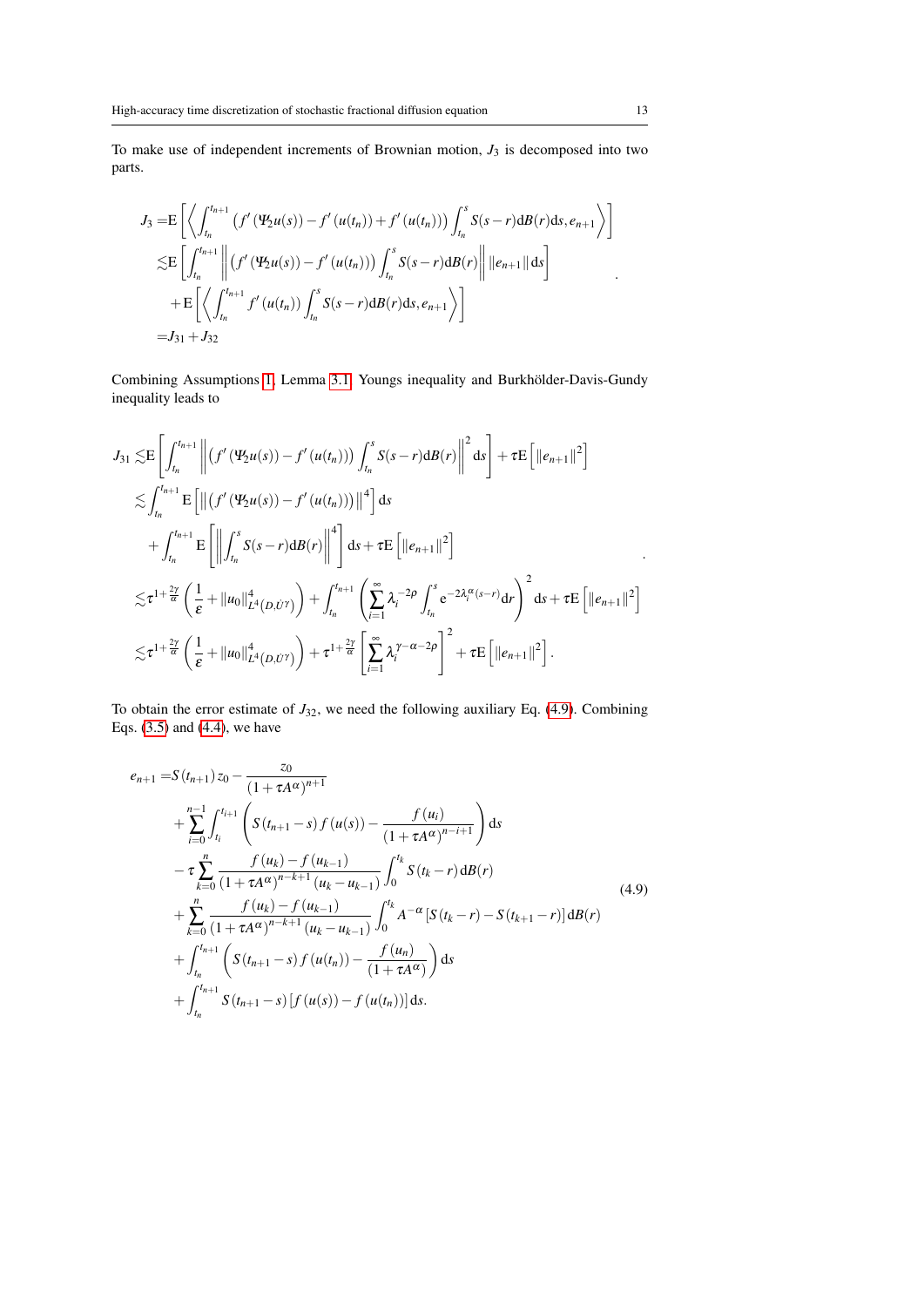To make use of independent increments of Brownian motion, $J_3$ is decomposed into two parts.

$$
\begin{aligned}
J_3 =&\mathrm{E}\left[\left\langle\int_{t_n}^{t_{n+1}}\left(f'\left(\Psi_2 u(s)\right)-f'\left(u(t_n)\right)+f'\left(u(t_n)\right)\right)\int_{t_n}^{s} S(s-r)\mathrm{d}B(r)\mathrm{d}s, e_{n+1}\right\rangle\right]\\
\lesssim&\mathrm{E}\left[\int_{t_n}^{t_{n+1}}\left\|\left(f'\left(\Psi_2 u(s)\right)-f'\left(u(t_n)\right)\right)\int_{t_n}^{s} S(s-r)\mathrm{d}B(r)\right\|\left\|e_{n+1}\right\|\mathrm{d}s\right]\\
&+\mathrm{E}\left[\left\langle\int_{t_n}^{t_{n+1}} f'\left(u(t_n)\right)\int_{t_n}^{s} S(s-r)\mathrm{d}B(r)\mathrm{d}s, e_{n+1}\right\rangle\right]\\
=&J_{31}+J_{32}
\end{aligned}.
$$

Combining Assumptions 1, Lemma 3.1, Youngs inequality and Burkhölder-Davis-Gundy inequality leads to

$$
\begin{aligned}
J_{31} \lesssim&\mathrm{E}\left[\int_{t_n}^{t_{n+1}}\left\|\left(f'\left(\Psi_2 u(s)\right)-f'\left(u(t_n)\right)\right)\int_{t_n}^{s} S(s-r)\mathrm{d}B(r)\right\|^2\mathrm{d}s\right]+\tau\mathrm{E}\left[\left\|e_{n+1}\right\|^2\right]\\
\lesssim&\int_{t_n}^{t_{n+1}}\mathrm{E}\left[\left\|\left(f'\left(\Psi_2 u(s)\right)-f'\left(u(t_n)\right)\right)\right\|^4\right]\mathrm{d}s\\
&+\int_{t_n}^{t_{n+1}}\mathrm{E}\left[\left\|\int_{t_n}^{s} S(s-r)\mathrm{d}B(r)\right\|^4\right]\mathrm{d}s+\tau\mathrm{E}\left[\left\|e_{n+1}\right\|^2\right]\\
\lesssim&\tau^{1+\frac{2\gamma}{\alpha}}\left(\frac{1}{\varepsilon}+\|u_0\|^4_{L^4\left(D,\dot{U}^{\gamma}\right)}\right)+\int_{t_n}^{t_{n+1}}\left(\sum_{i=1}^{\infty}\lambda_i^{-2\rho}\int_{t_n}^{s}\mathrm{e}^{-2\lambda_i^{\alpha}(s-r)}\mathrm{d}r\right)^2\mathrm{d}s+\tau\mathrm{E}\left[\left\|e_{n+1}\right\|^2\right]\\
\lesssim&\tau^{1+\frac{2\gamma}{\alpha}}\left(\frac{1}{\varepsilon}+\|u_0\|^4_{L^4\left(D,\dot{U}^{\gamma}\right)}\right)+\tau^{1+\frac{2\gamma}{\alpha}}\left[\sum_{i=1}^{\infty}\lambda_i^{\gamma-\alpha-2\rho}\right]^2+\tau\mathrm{E}\left[\left\|e_{n+1}\right\|^2\right].
\end{aligned}.
$$

To obtain the error estimate of $J_{32}$, we need the following auxiliary Eq. (4.9). Combining Eqs. (3.5) and (4.4), we have

$$
\begin{aligned}
e_{n+1}=&S\left(t_{n+1}\right)z_0-\frac{z_0}{\left(1+\tau A^{\alpha}\right)^{n+1}}\\
&+\sum_{i=0}^{n-1}\int_{t_i}^{t_{i+1}}\left(S\left(t_{n+1}-s\right)f\left(u(s)\right)-\frac{f\left(u_i\right)}{\left(1+\tau A^{\alpha}\right)^{n-i+1}}\right)\mathrm{d}s\\
&-\tau\sum_{k=0}^{n}\frac{f\left(u_k\right)-f\left(u_{k-1}\right)}{\left(1+\tau A^{\alpha}\right)^{n-k+1}\left(u_k-u_{k-1}\right)}\int_0^{t_k}S\left(t_k-r\right)\mathrm{d}B(r)\\
&+\sum_{k=0}^{n}\frac{f\left(u_k\right)-f\left(u_{k-1}\right)}{\left(1+\tau A^{\alpha}\right)^{n-k+1}\left(u_k-u_{k-1}\right)}\int_0^{t_k}A^{-\alpha}\left[S\left(t_k-r\right)-S\left(t_{k+1}-r\right)\right]\mathrm{d}B(r)\\
&+\int_{t_n}^{t_{n+1}}\left(S\left(t_{n+1}-s\right)f\left(u(t_n)\right)-\frac{f\left(u_n\right)}{\left(1+\tau A^{\alpha}\right)}\right)\mathrm{d}s\\
&+\int_{t_n}^{t_{n+1}}S\left(t_{n+1}-s\right)\left[f\left(u(s)\right)-f\left(u(t_n)\right)\right]\mathrm{d}s.
\end{aligned}
\tag{4.9}
$$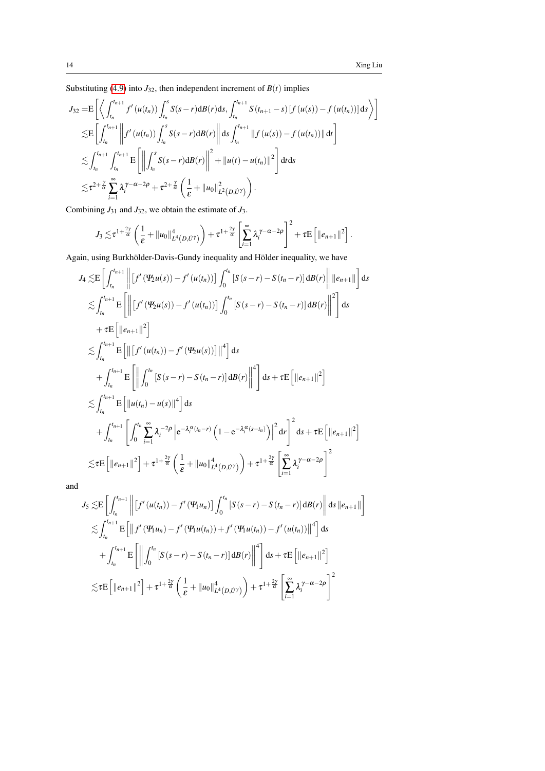Substituting (4.9) into $J_{32}$, then independent increment of $B(t)$ implies

$$
\begin{aligned}
J_{32} =& \mathrm{E}\left[\left\langle \int_{t_n}^{t_{n+1}} f'\left(u(t_n)\right)\int_{t_n}^{s} S(s-r)\mathrm{d}B(r)\mathrm{d}s, \int_{t_n}^{t_{n+1}} S\left(t_{n+1}-s\right)\left[f\left(u(s)\right)-f\left(u(t_n)\right)\right]\mathrm{d}s\right\rangle\right] \\
\lesssim& \mathrm{E}\left[\int_{t_n}^{t_{n+1}}\left\|f'\left(u(t_n)\right)\int_{t_n}^{s} S(s-r)\mathrm{d}B(r)\right\|\mathrm{d}s\int_{t_n}^{t_{n+1}}\left\|f\left(u(s)\right)-f\left(u(t_n)\right)\right\|\mathrm{d}t\right] \\
\lesssim& \int_{t_n}^{t_{n+1}}\int_{t_n}^{t_{n+1}}\mathrm{E}\left[\left\|\int_{t_n}^{s} S(s-r)\mathrm{d}B(r)\right\|^2+\left\|u(t)-u(t_n)\right\|^2\right]\mathrm{d}t\mathrm{d}s \\
\lesssim& \tau^{2+\frac{\gamma}{\alpha}}\sum_{i=1}^{\infty}\lambda_i^{\gamma-\alpha-2\rho}+\tau^{2+\frac{\gamma}{\alpha}}\left(\frac{1}{\varepsilon}+\|u_0\|^2_{L^2(D,\dot{U}^{\gamma})}\right).
\end{aligned}
$$

Combining $J_{31}$ and $J_{32}$, we obtain the estimate of $J_3$.

$$
J_3 \lesssim \tau^{1+\frac{2\gamma}{\alpha}}\left(\frac{1}{\varepsilon}+\|u_0\|^4_{L^4(D,\dot{U}^{\gamma})}\right)+\tau^{1+\frac{2\gamma}{\alpha}}\left[\sum_{i=1}^{\infty}\lambda_i^{\gamma-\alpha-2\rho}\right]^2+\tau\mathrm{E}\left[\|e_{n+1}\|^2\right].
$$

Again, using Burkhölder-Davis-Gundy inequality and Hölder inequality, we have

$$
\begin{aligned}
J_4 \lesssim& \mathrm{E}\left[\int_{t_n}^{t_{n+1}}\left\|\left[f'\left(\Psi_2 u(s)\right)-f'\left(u(t_n)\right)\right]\int_0^{t_n}\left[S(s-r)-S(t_n-r)\right]\mathrm{d}B(r)\right\|\|e_{n+1}\|\right]\mathrm{d}s \\
\lesssim& \int_{t_n}^{t_{n+1}}\mathrm{E}\left[\left\|\left[f'\left(\Psi_2 u(s)\right)-f'\left(u(t_n)\right)\right]\int_0^{t_n}\left[S(s-r)-S(t_n-r)\right]\mathrm{d}B(r)\right\|^2\right]\mathrm{d}s \\
&+\tau\mathrm{E}\left[\|e_{n+1}\|^2\right] \\
\lesssim& \int_{t_n}^{t_{n+1}}\mathrm{E}\left[\left\|\left[f'\left(u(t_n)\right)-f'\left(\Psi_2 u(s)\right)\right]\right\|^4\right]\mathrm{d}s \\
&+\int_{t_n}^{t_{n+1}}\mathrm{E}\left[\left\|\int_0^{t_n}\left[S(s-r)-S(t_n-r)\right]\mathrm{d}B(r)\right\|^4\right]\mathrm{d}s+\tau\mathrm{E}\left[\|e_{n+1}\|^2\right] \\
\lesssim& \int_{t_n}^{t_{n+1}}\mathrm{E}\left[\left\|u(t_n)-u(s)\right\|^4\right]\mathrm{d}s \\
&+\int_{t_n}^{t_{n+1}}\left[\int_0^{t_n}\sum_{i=1}^{\infty}\lambda_i^{-2\rho}\left|\mathrm{e}^{-\lambda_i^{\alpha}(t_n-r)}\left(1-\mathrm{e}^{-\lambda_i^{\alpha}(s-t_n)}\right)\right|^2\mathrm{d}r\right]^2\mathrm{d}s+\tau\mathrm{E}\left[\|e_{n+1}\|^2\right] \\
\lesssim& \tau\mathrm{E}\left[\|e_{n+1}\|^2\right]+\tau^{1+\frac{2\gamma}{\alpha}}\left(\frac{1}{\varepsilon}+\|u_0\|^4_{L^4(D,\dot{U}^{\gamma})}\right)+\tau^{1+\frac{2\gamma}{\alpha}}\left[\sum_{i=1}^{\infty}\lambda_i^{\gamma-\alpha-2\rho}\right]^2
\end{aligned}
$$

and

$$
\begin{aligned}
J_5 \lesssim& \mathrm{E}\left[\int_{t_n}^{t_{n+1}}\left\|\left[f'\left(u(t_n)\right)-f'\left(\Psi_1 u_n\right)\right]\int_0^{t_n}\left[S(s-r)-S(t_n-r)\right]\mathrm{d}B(r)\right\|\mathrm{d}s\|e_{n+1}\|\right] \\
\lesssim& \int_{t_n}^{t_{n+1}}\mathrm{E}\left[\left\|f'\left(\Psi_1 u_n\right)-f'\left(\Psi_1 u(t_n)\right)+f'\left(\Psi_1 u(t_n)\right)-f'\left(u(t_n)\right)\right\|^4\right]\mathrm{d}s \\
&+\int_{t_n}^{t_{n+1}}\mathrm{E}\left[\left\|\int_0^{t_n}\left[S(s-r)-S(t_n-r)\right]\mathrm{d}B(r)\right\|^4\right]\mathrm{d}s+\tau\mathrm{E}\left[\|e_{n+1}\|^2\right] \\
\lesssim& \tau\mathrm{E}\left[\|e_{n+1}\|^2\right]+\tau^{1+\frac{2\gamma}{\alpha}}\left(\frac{1}{\varepsilon}+\|u_0\|^4_{L^4(D,\dot{U}^{\gamma})}\right)+\tau^{1+\frac{2\gamma}{\alpha}}\left[\sum_{i=1}^{\infty}\lambda_i^{\gamma-\alpha-2\rho}\right]^2
\end{aligned}
$$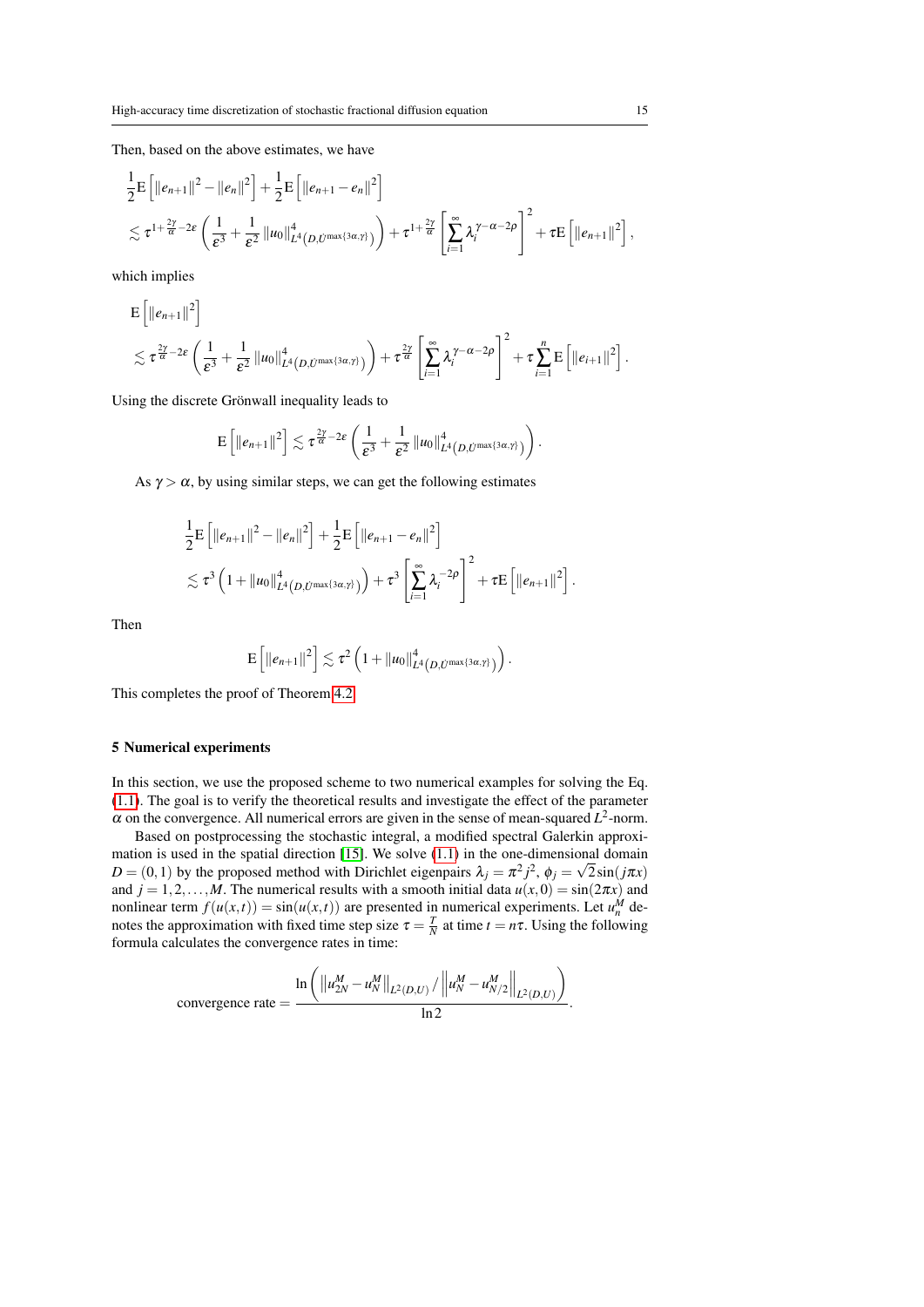Then, based on the above estimates, we have

$$
\begin{aligned}
&\frac{1}{2}\mathrm{E}\left[\|e_{n+1}\|^2-\|e_n\|^2\right]+\frac{1}{2}\mathrm{E}\left[\|e_{n+1}-e_n\|^2\right]\\
&\lesssim \tau^{1+\frac{2\gamma}{\alpha}-2\varepsilon}\left(\frac{1}{\varepsilon^3}+\frac{1}{\varepsilon^2}\|u_0\|^4_{L^4\left(D,\dot{U}^{\max\{3\alpha,\gamma\}}\right)}\right)+\tau^{1+\frac{2\gamma}{\alpha}}\left[\sum_{i=1}^{\infty}\lambda_i^{\gamma-\alpha-2\rho}\right]^2+\tau\mathrm{E}\left[\|e_{n+1}\|^2\right],
\end{aligned}
$$

which implies

$$
\begin{aligned}
&\mathrm{E}\left[\|e_{n+1}\|^2\right]\\
&\lesssim \tau^{\frac{2\gamma}{\alpha}-2\varepsilon}\left(\frac{1}{\varepsilon^3}+\frac{1}{\varepsilon^2}\|u_0\|^4_{L^4\left(D,\dot{U}^{\max\{3\alpha,\gamma\}}\right)}\right)+\tau^{\frac{2\gamma}{\alpha}}\left[\sum_{i=1}^{\infty}\lambda_i^{\gamma-\alpha-2\rho}\right]^2+\tau\sum_{i=1}^{n}\mathrm{E}\left[\|e_{i+1}\|^2\right].
\end{aligned}
$$

Using the discrete Grönwall inequality leads to

$$
\mathrm{E}\left[\|e_{n+1}\|^2\right]\lesssim \tau^{\frac{2\gamma}{\alpha}-2\varepsilon}\left(\frac{1}{\varepsilon^3}+\frac{1}{\varepsilon^2}\|u_0\|^4_{L^4\left(D,\dot{U}^{\max\{3\alpha,\gamma\}}\right)}\right).
$$

As $\gamma>\alpha$, by using similar steps, we can get the following estimates

$$
\begin{aligned}
&\frac{1}{2}\mathrm{E}\left[\|e_{n+1}\|^2-\|e_n\|^2\right]+\frac{1}{2}\mathrm{E}\left[\|e_{n+1}-e_n\|^2\right]\\
&\lesssim \tau^3\left(1+\|u_0\|^4_{L^4\left(D,\dot{U}^{\max\{3\alpha,\gamma\}}\right)}\right)+\tau^3\left[\sum_{i=1}^{\infty}\lambda_i^{-2\rho}\right]^2+\tau\mathrm{E}\left[\|e_{n+1}\|^2\right].
\end{aligned}
$$

Then

$$
\mathrm{E}\left[\|e_{n+1}\|^2\right]\lesssim \tau^2\left(1+\|u_0\|^4_{L^4\left(D,\dot{U}^{\max\{3\alpha,\gamma\}}\right)}\right).
$$

This completes the proof of Theorem 4.2.

## 5 Numerical experiments

In this section, we use the proposed scheme to two numerical examples for solving the Eq. (1.1). The goal is to verify the theoretical results and investigate the effect of the parameter $\alpha$ on the convergence. All numerical errors are given in the sense of mean-squared $L^2$-norm.

Based on postprocessing the stochastic integral, a modified spectral Galerkin approximation is used in the spatial direction [15]. We solve (1.1) in the one-dimensional domain $D=(0,1)$ by the proposed method with Dirichlet eigenpairs $\lambda_j=\pi^2 j^2$, $\phi_j=\sqrt{2}\sin(j\pi x)$ and $j=1,2,\ldots,M$. The numerical results with a smooth initial data $u(x,0)=\sin(2\pi x)$ and nonlinear term $f(u(x,t))=\sin(u(x,t))$ are presented in numerical experiments. Let $u_n^M$ denotes the approximation with fixed time step size $\tau=\frac{T}{N}$ at time $t=n\tau$. Using the following formula calculates the convergence rates in time:

$$
\text{convergence rate}=\frac{\ln\left(\left\|u^M_{2N}-u^M_N\right\|_{L^2(D,U)}/\left\|u^M_N-u^M_{N/2}\right\|_{L^2(D,U)}\right)}{\ln 2}.
$$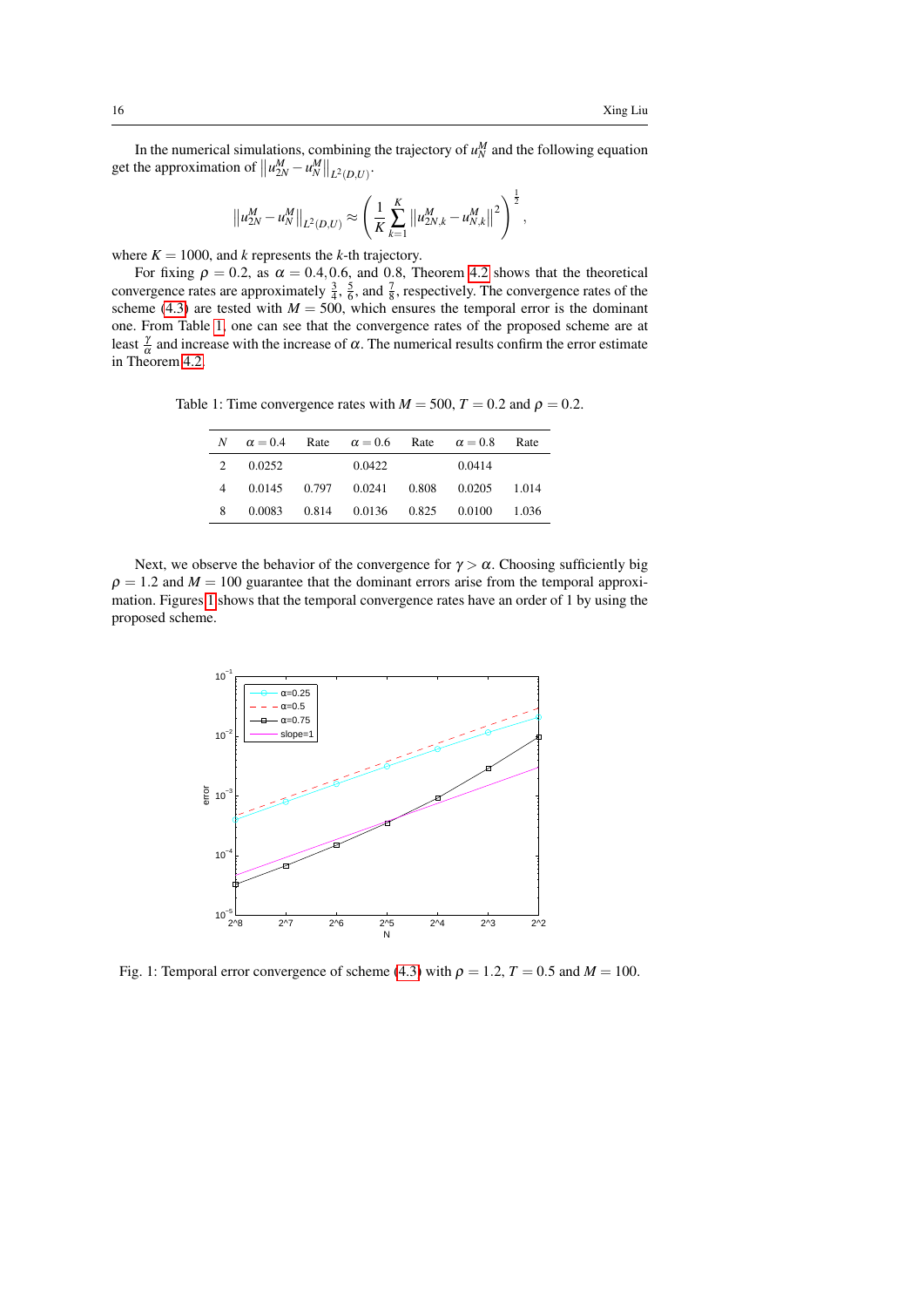In the numerical simulations, combining the trajectory of $u_N^M$ and the following equation get the approximation of $\left\|u_{2N}^M - u_N^M\right\|_{L^2(D,U)}$.

$$\left\|u_{2N}^M - u_N^M\right\|_{L^2(D,U)} \approx \left(\frac{1}{K}\sum_{k=1}^{K}\left\|u_{2N,k}^M - u_{N,k}^M\right\|^2\right)^{\frac{1}{2}},$$

where $K = 1000$, and $k$ represents the $k$-th trajectory.

For fixing $\rho = 0.2$, as $\alpha = 0.4, 0.6$, and $0.8$, Theorem 4.2 shows that the theoretical convergence rates are approximately $\frac{3}{4}$, $\frac{5}{6}$, and $\frac{7}{8}$, respectively. The convergence rates of the scheme (4.3) are tested with $M = 500$, which ensures the temporal error is the dominant one. From Table 1, one can see that the convergence rates of the proposed scheme are at least $\frac{\gamma}{\alpha}$ and increase with the increase of $\alpha$. The numerical results confirm the error estimate in Theorem 4.2.

Table 1: Time convergence rates with $M = 500$, $T = 0.2$ and $\rho = 0.2$.

| $N$ | $\alpha = 0.4$ | Rate | $\alpha = 0.6$ | Rate | $\alpha = 0.8$ | Rate |
|---|---|---|---|---|---|---|
| 2 | 0.0252 | | 0.0422 | | 0.0414 | |
| 4 | 0.0145 | 0.797 | 0.0241 | 0.808 | 0.0205 | 1.014 |
| 8 | 0.0083 | 0.814 | 0.0136 | 0.825 | 0.0100 | 1.036 |

Next, we observe the behavior of the convergence for $\gamma > \alpha$. Choosing sufficiently big $\rho = 1.2$ and $M = 100$ guarantee that the dominant errors arise from the temporal approximation. Figures 1 shows that the temporal convergence rates have an order of 1 by using the proposed scheme.

Fig. 1: Temporal error convergence of scheme (4.3) with $\rho = 1.2$, $T = 0.5$ and $M = 100$.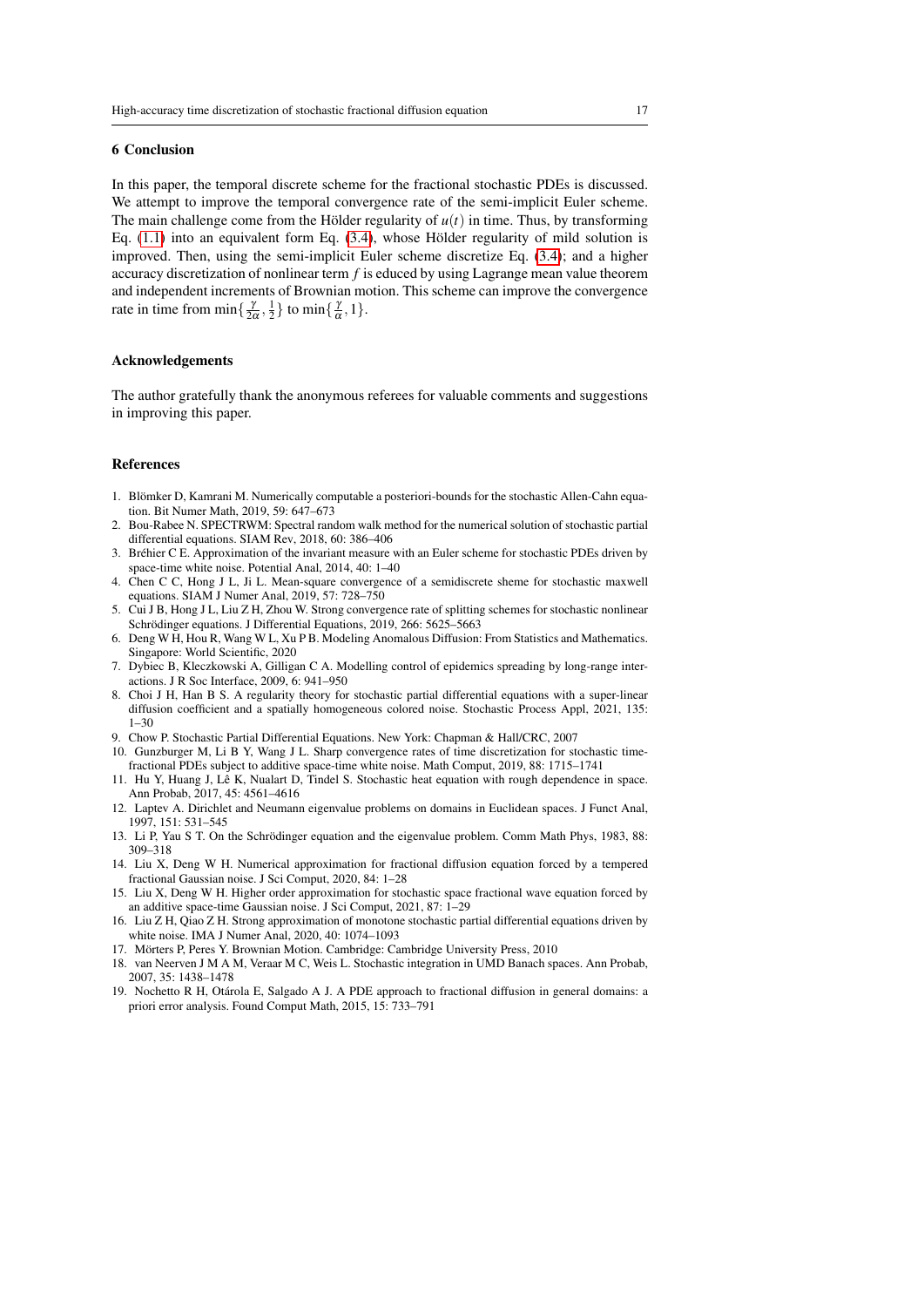## 6 Conclusion

In this paper, the temporal discrete scheme for the fractional stochastic PDEs is discussed. We attempt to improve the temporal convergence rate of the semi-implicit Euler scheme. The main challenge come from the Hölder regularity of $u(t)$ in time. Thus, by transforming Eq. (1.1) into an equivalent form Eq. (3.4), whose Hölder regularity of mild solution is improved. Then, using the semi-implicit Euler scheme discretize Eq. (3.4); and a higher accuracy discretization of nonlinear term $f$ is educed by using Lagrange mean value theorem and independent increments of Brownian motion. This scheme can improve the convergence rate in time from $\min\{\frac{\gamma}{2\alpha},\frac{1}{2}\}$ to $\min\{\frac{\gamma}{\alpha},1\}$.

## Acknowledgements

The author gratefully thank the anonymous referees for valuable comments and suggestions in improving this paper.

## References

1. Blömker D, Kamrani M. Numerically computable a posteriori-bounds for the stochastic Allen-Cahn equation. Bit Numer Math, 2019, 59: 647–673
2. Bou-Rabee N. SPECTRWM: Spectral random walk method for the numerical solution of stochastic partial differential equations. SIAM Rev, 2018, 60: 386–406
3. Bréhier C E. Approximation of the invariant measure with an Euler scheme for stochastic PDEs driven by space-time white noise. Potential Anal, 2014, 40: 1–40
4. Chen C C, Hong J L, Ji L. Mean-square convergence of a semidiscrete sheme for stochastic maxwell equations. SIAM J Numer Anal, 2019, 57: 728–750
5. Cui J B, Hong J L, Liu Z H, Zhou W. Strong convergence rate of splitting schemes for stochastic nonlinear Schrödinger equations. J Differential Equations, 2019, 266: 5625–5663
6. Deng W H, Hou R, Wang W L, Xu P B. Modeling Anomalous Diffusion: From Statistics and Mathematics. Singapore: World Scientific, 2020
7. Dybiec B, Kleczkowski A, Gilligan C A. Modelling control of epidemics spreading by long-range interactions. J R Soc Interface, 2009, 6: 941–950
8. Choi J H, Han B S. A regularity theory for stochastic partial differential equations with a super-linear diffusion coefficient and a spatially homogeneous colored noise. Stochastic Process Appl, 2021, 135: 1–30
9. Chow P. Stochastic Partial Differential Equations. New York: Chapman & Hall/CRC, 2007
10. Gunzburger M, Li B Y, Wang J L. Sharp convergence rates of time discretization for stochastic time-fractional PDEs subject to additive space-time white noise. Math Comput, 2019, 88: 1715–1741
11. Hu Y, Huang J, Lê K, Nualart D, Tindel S. Stochastic heat equation with rough dependence in space. Ann Probab, 2017, 45: 4561–4616
12. Laptev A. Dirichlet and Neumann eigenvalue problems on domains in Euclidean spaces. J Funct Anal, 1997, 151: 531–545
13. Li P, Yau S T. On the Schrödinger equation and the eigenvalue problem. Comm Math Phys, 1983, 88: 309–318
14. Liu X, Deng W H. Numerical approximation for fractional diffusion equation forced by a tempered fractional Gaussian noise. J Sci Comput, 2020, 84: 1–28
15. Liu X, Deng W H. Higher order approximation for stochastic space fractional wave equation forced by an additive space-time Gaussian noise. J Sci Comput, 2021, 87: 1–29
16. Liu Z H, Qiao Z H. Strong approximation of monotone stochastic partial differential equations driven by white noise. IMA J Numer Anal, 2020, 40: 1074–1093
17. Mörters P, Peres Y. Brownian Motion. Cambridge: Cambridge University Press, 2010
18. van Neerven J M A M, Veraar M C, Weis L. Stochastic integration in UMD Banach spaces. Ann Probab, 2007, 35: 1438–1478
19. Nochetto R H, Otárola E, Salgado A J. A PDE approach to fractional diffusion in general domains: a priori error analysis. Found Comput Math, 2015, 15: 733–791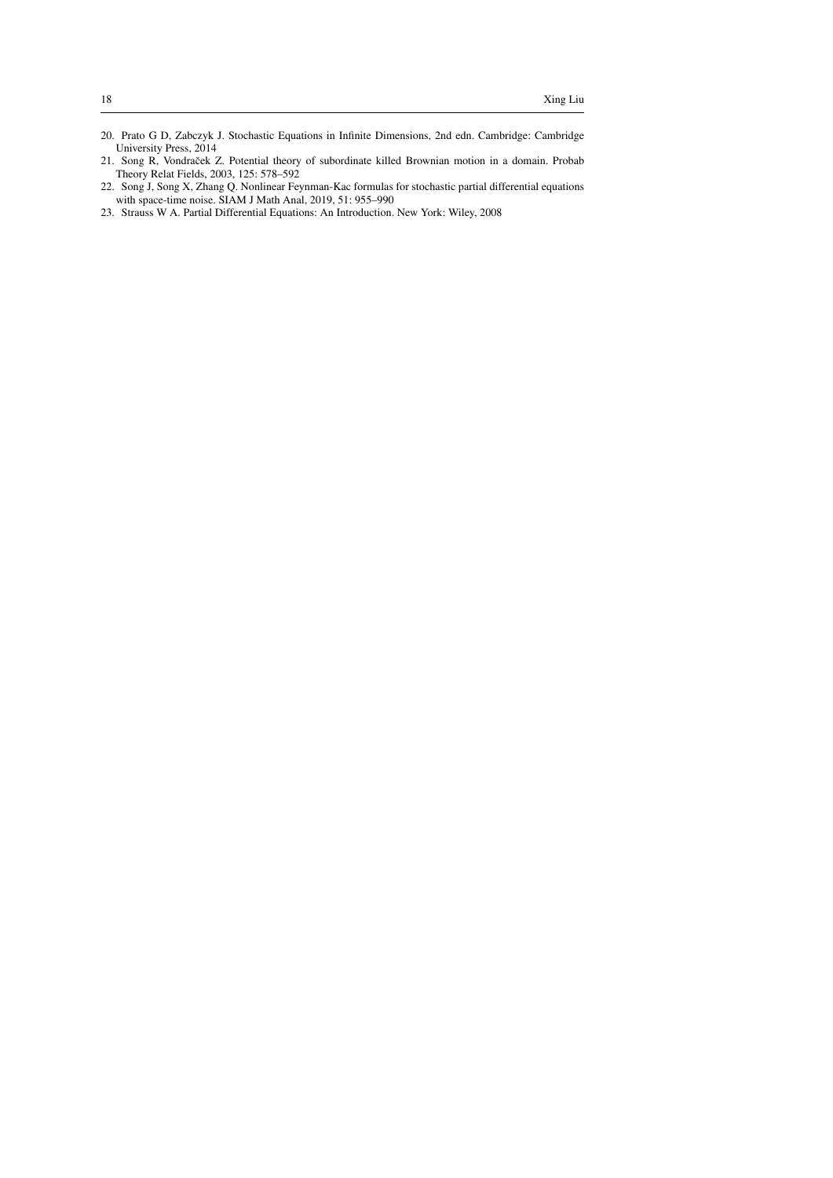20. Prato G D, Zabczyk J. Stochastic Equations in Infinite Dimensions, 2nd edn. Cambridge: Cambridge University Press, 2014
21. Song R, Vondraček Z. Potential theory of subordinate killed Brownian motion in a domain. Probab Theory Relat Fields, 2003, 125: 578–592
22. Song J, Song X, Zhang Q. Nonlinear Feynman-Kac formulas for stochastic partial differential equations with space-time noise. SIAM J Math Anal, 2019, 51: 955–990
23. Strauss W A. Partial Differential Equations: An Introduction. New York: Wiley, 2008